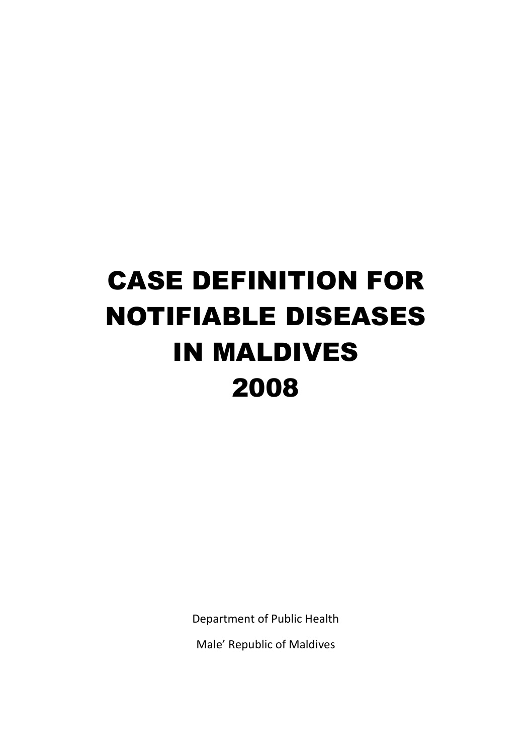# CASE DEFINITION FOR NOTIFIABLE DISEASES IN MALDIVES 2008

Department of Public Health

Male' Republic of Maldives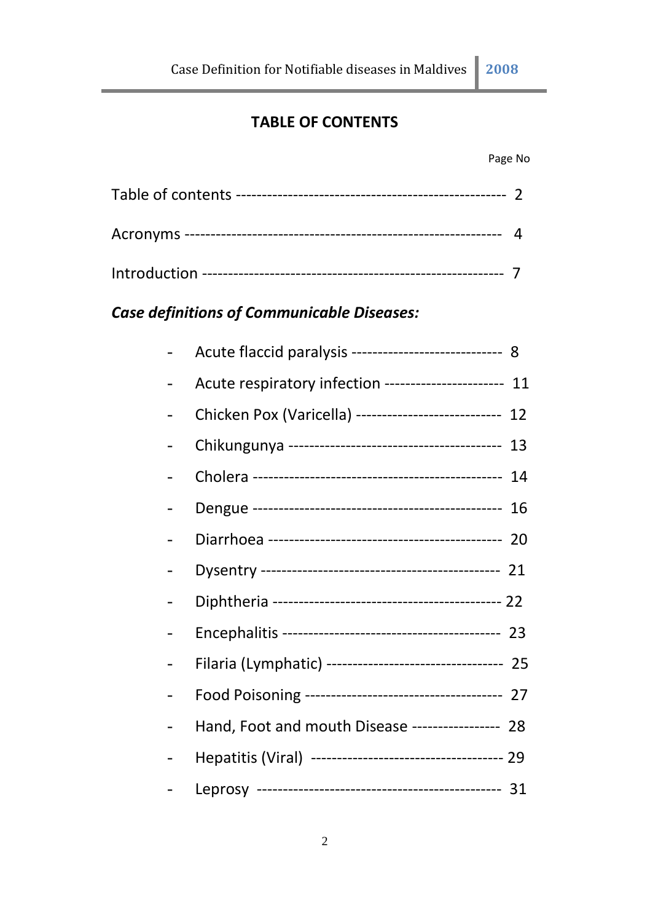# TABLE OF CONTENTS

Page No

Table of contents ---------------------------------------------------- 2

Acronyms ------------------------------------------------------------- 4

Introduction --------------------------------------------------------- 7

***Case definitions of Communicable Diseases:***

- Acute flaccid paralysis ---------------------------- 8
- Acute respiratory infection ---------------------- 11
- Chicken Pox (Varicella) --------------------------- 12
- Chikungunya ------------------------------------------ 13
- Cholera ------------------------------------------------- 14
- Dengue ------------------------------------------------- 16
- Diarrhoea --------------------------------------------- 20
- Dysentry ---------------------------------------------- 21
- Diphtheria ------------------------------------------- 22
- Encephalitis ------------------------------------------ 23
- Filaria (Lymphatic) -------------------------------- 25
- Food Poisoning ------------------------------------ 27
- Hand, Foot and mouth Disease ---------------- 28
- Hepatitis (Viral) ----------------------------------- 29
- Leprosy ---------------------------------------------- 31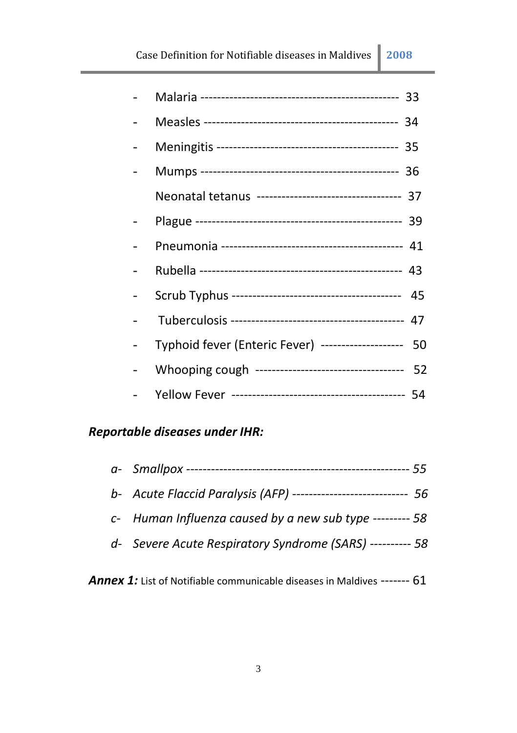- Malaria ------------------------------------------------ 33
- Measles ---------------------------------------------- 34
- Meningitis ------------------------------------------- 35
- Mumps ------------------------------------------------ 36
- Neonatal tetanus ---------------------------------- 37
- Plague ------------------------------------------------- 39
- Pneumonia ------------------------------------------- 41
- Rubella ------------------------------------------------ 43
- Scrub Typhus ---------------------------------------- 45
- Tuberculosis ----------------------------------------- 47
- Typhoid fever (Enteric Fever) -------------------- 50
- Whooping cough ----------------------------------- 52
- Yellow Fever ----------------------------------------- 54

***Reportable diseases under IHR:***

*a- Smallpox ------------------------------------------------------ 55*

*b- Acute Flaccid Paralysis (AFP) ---------------------------- 56*

*c- Human Influenza caused by a new sub type --------- 58*

*d- Severe Acute Respiratory Syndrome (SARS) ---------- 58*

***Annex 1:*** List of Notifiable communicable diseases in Maldives ------- 61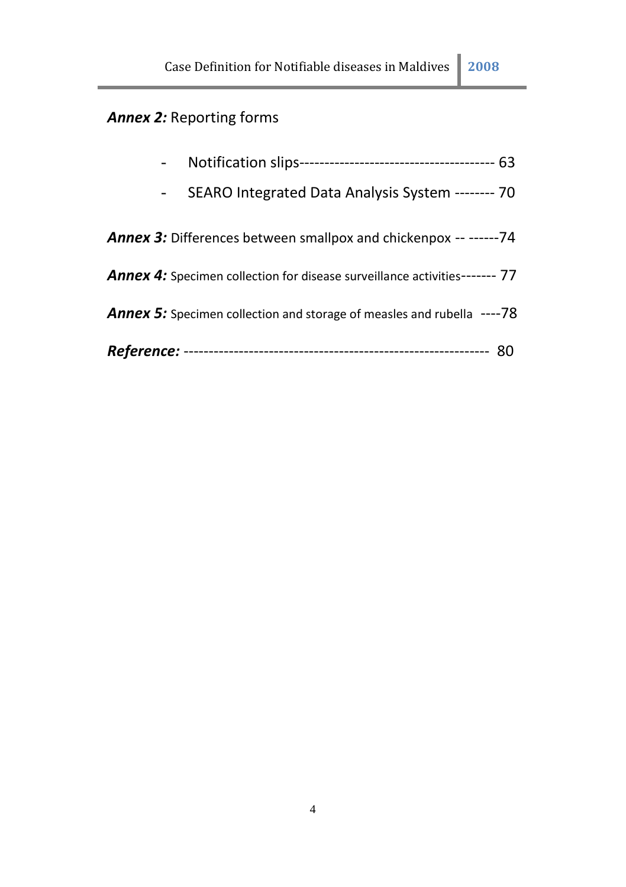***Annex 2:*** Reporting forms

- Notification slips--------------------------------------- 63
- SEARO Integrated Data Analysis System -------- 70

***Annex 3:*** Differences between smallpox and chickenpox -- ------74

***Annex 4:*** Specimen collection for disease surveillance activities------- 77

***Annex 5:*** Specimen collection and storage of measles and rubella ----78

***Reference:*** ------------------------------------------------------------ 80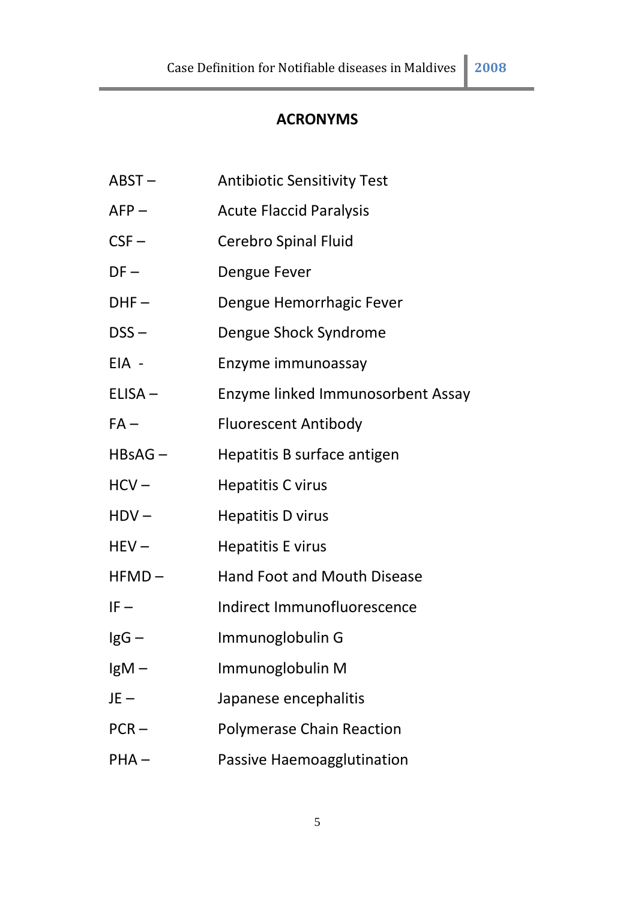# ACRONYMS

| | |
|---|---|
| ABST – | Antibiotic Sensitivity Test |
| AFP – | Acute Flaccid Paralysis |
| CSF – | Cerebro Spinal Fluid |
| DF – | Dengue Fever |
| DHF – | Dengue Hemorrhagic Fever |
| DSS – | Dengue Shock Syndrome |
| EIA - | Enzyme immunoassay |
| ELISA – | Enzyme linked Immunosorbent Assay |
| FA – | Fluorescent Antibody |
| HBsAG – | Hepatitis B surface antigen |
| HCV – | Hepatitis C virus |
| HDV – | Hepatitis D virus |
| HEV – | Hepatitis E virus |
| HFMD – | Hand Foot and Mouth Disease |
| IF – | Indirect Immunofluorescence |
| IgG – | Immunoglobulin G |
| IgM – | Immunoglobulin M |
| JE – | Japanese encephalitis |
| PCR – | Polymerase Chain Reaction |
| PHA – | Passive Haemoagglutination |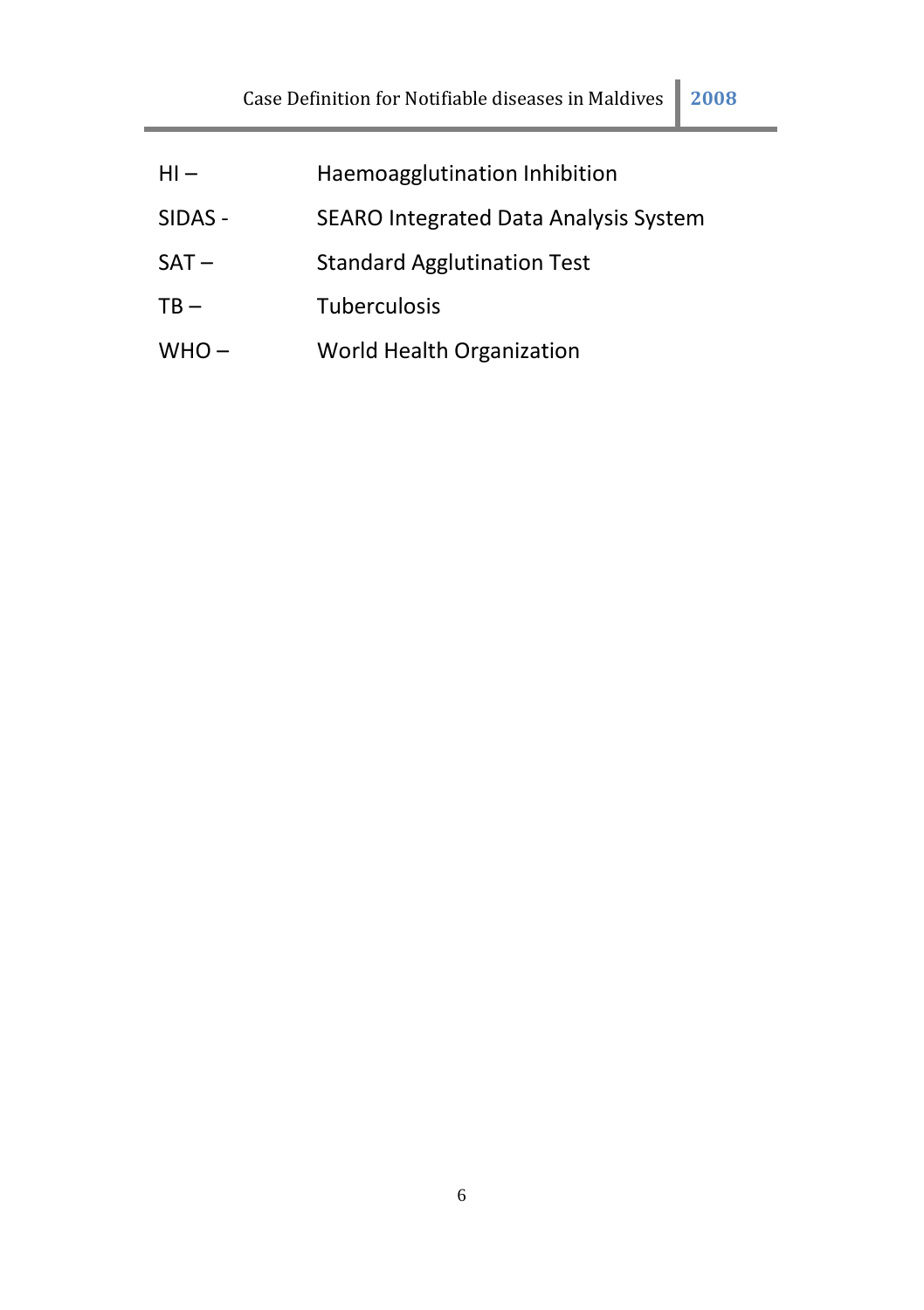HI – Haemoagglutination Inhibition

SIDAS - SEARO Integrated Data Analysis System

SAT – Standard Agglutination Test

TB – Tuberculosis

WHO – World Health Organization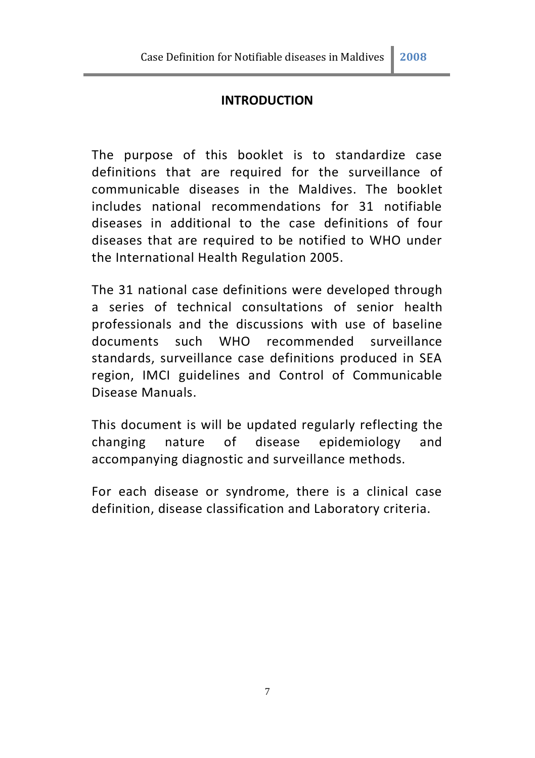# INTRODUCTION

The purpose of this booklet is to standardize case definitions that are required for the surveillance of communicable diseases in the Maldives. The booklet includes national recommendations for 31 notifiable diseases in additional to the case definitions of four diseases that are required to be notified to WHO under the International Health Regulation 2005.

The 31 national case definitions were developed through a series of technical consultations of senior health professionals and the discussions with use of baseline documents such WHO recommended surveillance standards, surveillance case definitions produced in SEA region, IMCI guidelines and Control of Communicable Disease Manuals.

This document is will be updated regularly reflecting the changing nature of disease epidemiology and accompanying diagnostic and surveillance methods.

For each disease or syndrome, there is a clinical case definition, disease classification and Laboratory criteria.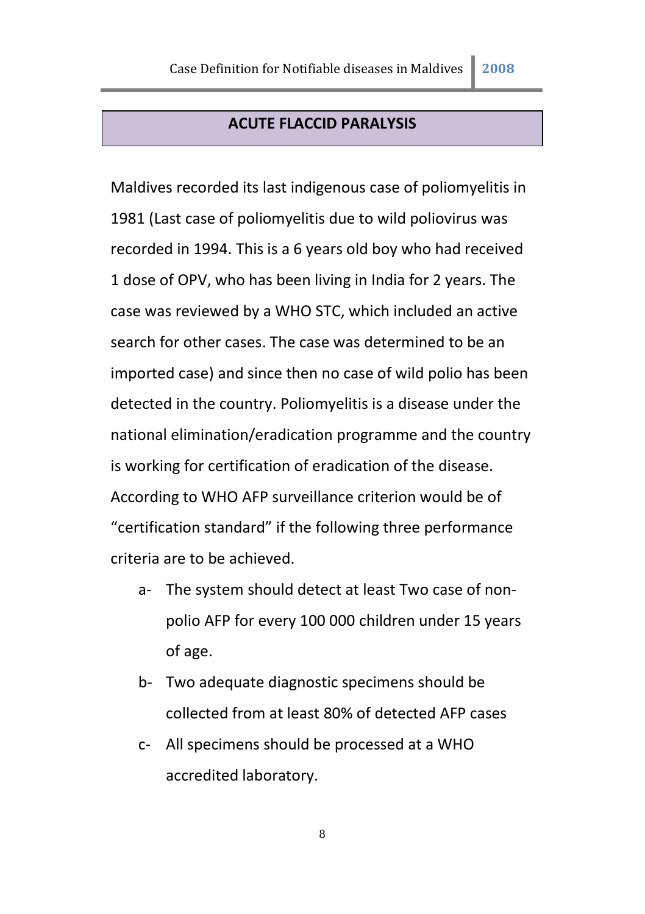## ACUTE FLACCID PARALYSIS

Maldives recorded its last indigenous case of poliomyelitis in 1981 (Last case of poliomyelitis due to wild poliovirus was recorded in 1994. This is a 6 years old boy who had received 1 dose of OPV, who has been living in India for 2 years. The case was reviewed by a WHO STC, which included an active search for other cases. The case was determined to be an imported case) and since then no case of wild polio has been detected in the country. Poliomyelitis is a disease under the national elimination/eradication programme and the country is working for certification of eradication of the disease. According to WHO AFP surveillance criterion would be of "certification standard" if the following three performance criteria are to be achieved.

- a- The system should detect at least Two case of non-polio AFP for every 100 000 children under 15 years of age.
- b- Two adequate diagnostic specimens should be collected from at least 80% of detected AFP cases
- c- All specimens should be processed at a WHO accredited laboratory.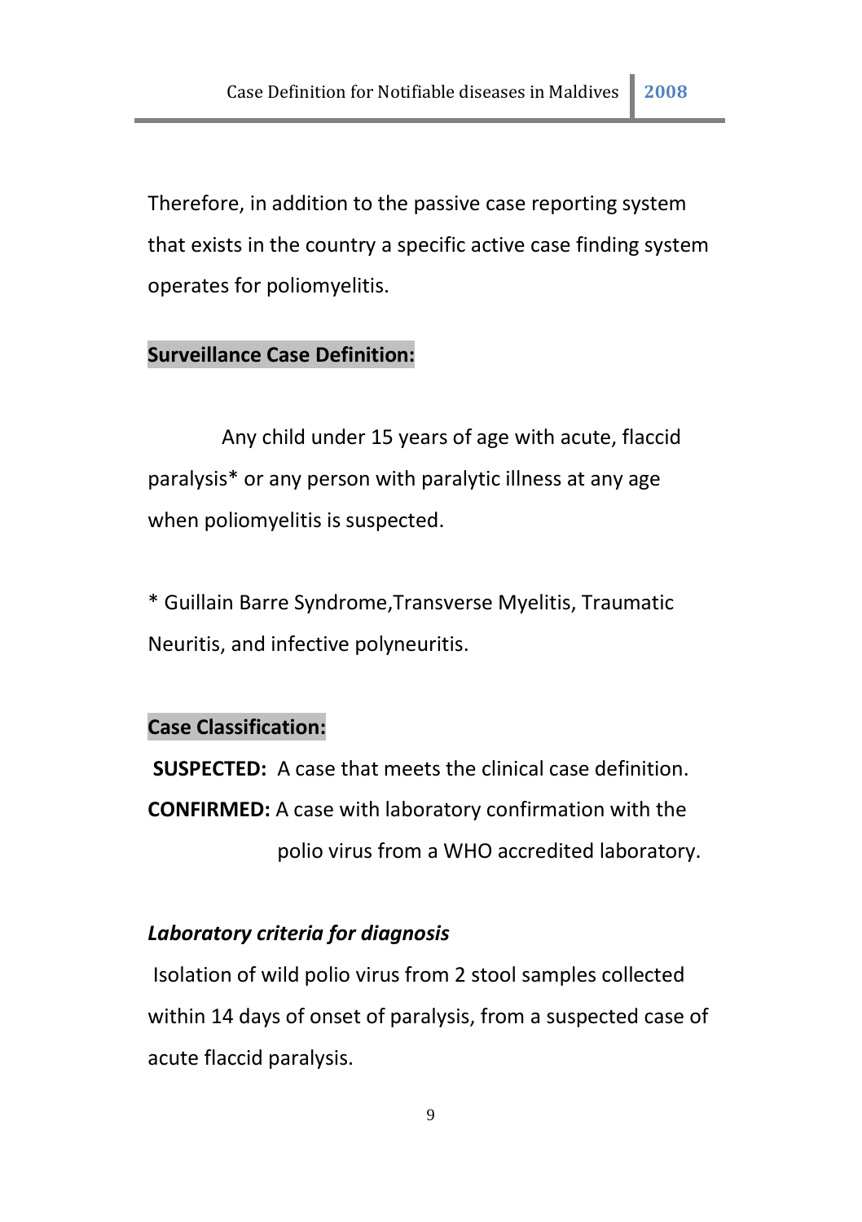Therefore, in addition to the passive case reporting system that exists in the country a specific active case finding system operates for poliomyelitis.

**Surveillance Case Definition:**

Any child under 15 years of age with acute, flaccid paralysis* or any person with paralytic illness at any age when poliomyelitis is suspected.

* Guillain Barre Syndrome,Transverse Myelitis, Traumatic Neuritis, and infective polyneuritis.

**Case Classification:**

**SUSPECTED:** A case that meets the clinical case definition.

**CONFIRMED:** A case with laboratory confirmation with the polio virus from a WHO accredited laboratory.

***Laboratory criteria for diagnosis***

Isolation of wild polio virus from 2 stool samples collected within 14 days of onset of paralysis, from a suspected case of acute flaccid paralysis.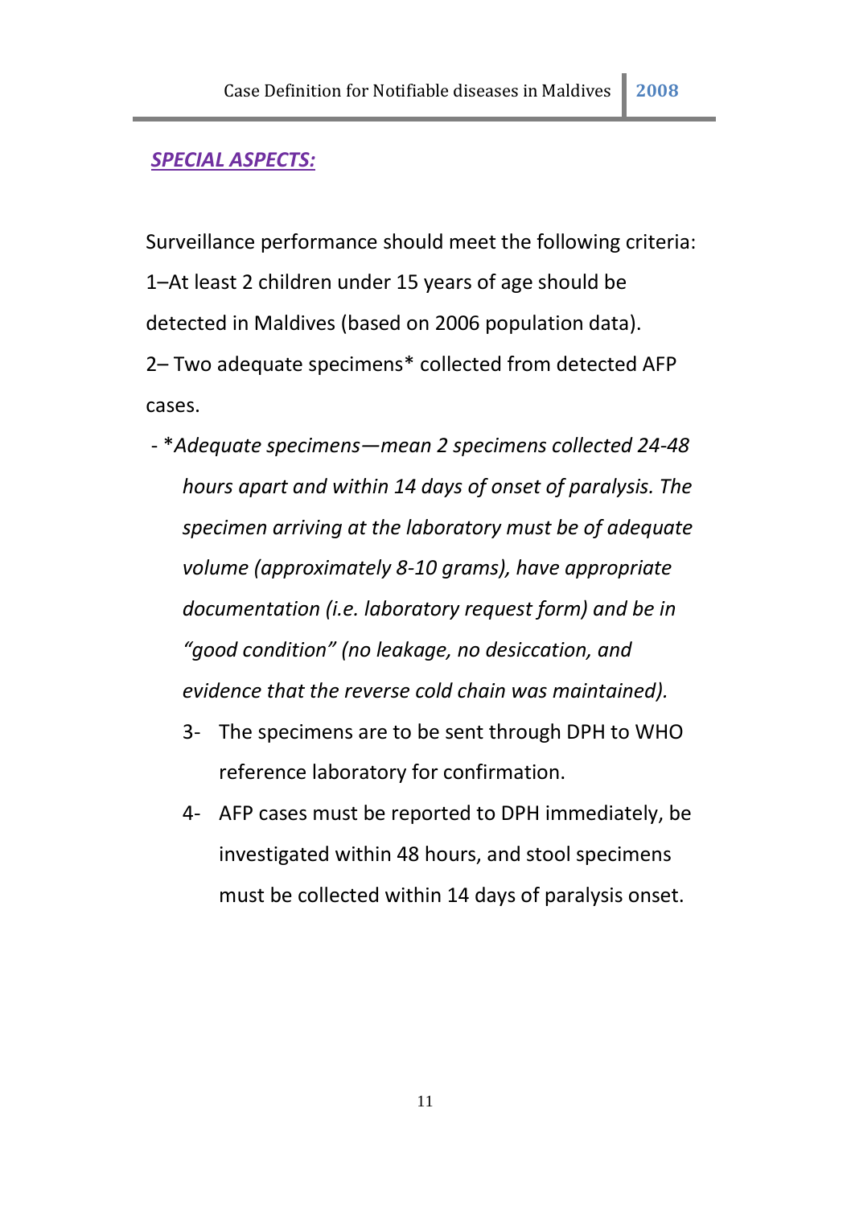***SPECIAL ASPECTS:***

Surveillance performance should meet the following criteria:

1–At least 2 children under 15 years of age should be detected in Maldives (based on 2006 population data).

2– Two adequate specimens* collected from detected AFP cases.

- **Adequate specimens—mean 2 specimens collected 24-48 hours apart and within 14 days of onset of paralysis. The specimen arriving at the laboratory must be of adequate volume (approximately 8-10 grams), have appropriate documentation (i.e. laboratory request form) and be in "good condition" (no leakage, no desiccation, and evidence that the reverse cold chain was maintained).*

3- The specimens are to be sent through DPH to WHO reference laboratory for confirmation.

4- AFP cases must be reported to DPH immediately, be investigated within 48 hours, and stool specimens must be collected within 14 days of paralysis onset.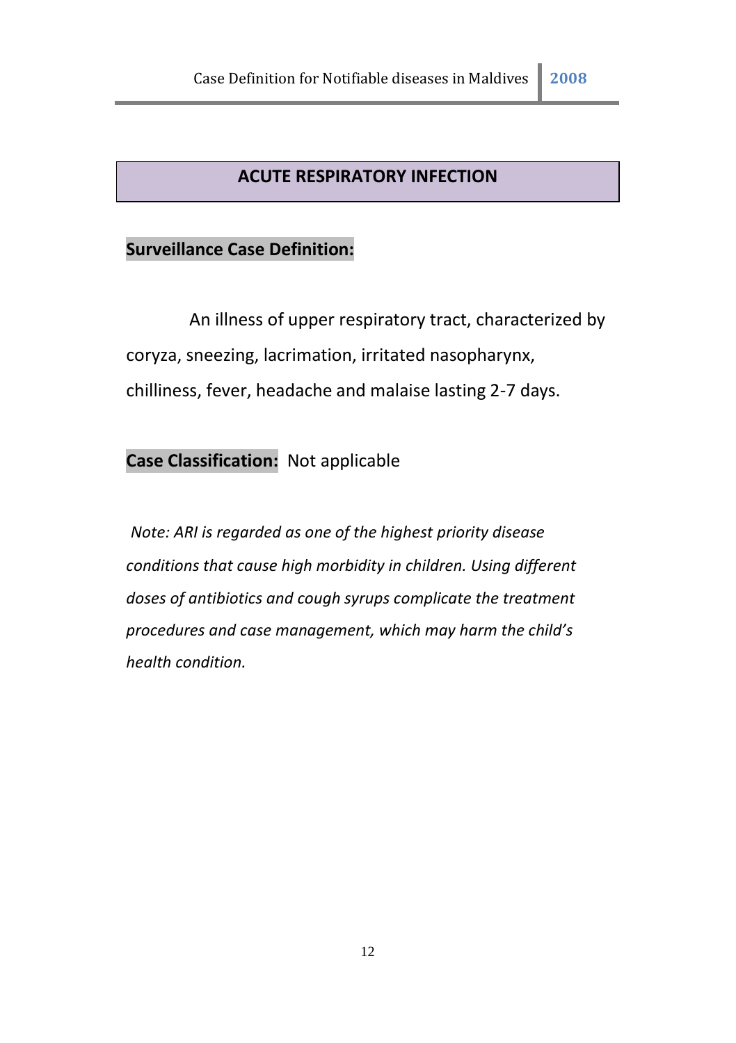## ACUTE RESPIRATORY INFECTION

**Surveillance Case Definition:**

An illness of upper respiratory tract, characterized by coryza, sneezing, lacrimation, irritated nasopharynx, chilliness, fever, headache and malaise lasting 2-7 days.

**Case Classification:** Not applicable

*Note: ARI is regarded as one of the highest priority disease conditions that cause high morbidity in children. Using different doses of antibiotics and cough syrups complicate the treatment procedures and case management, which may harm the child's health condition.*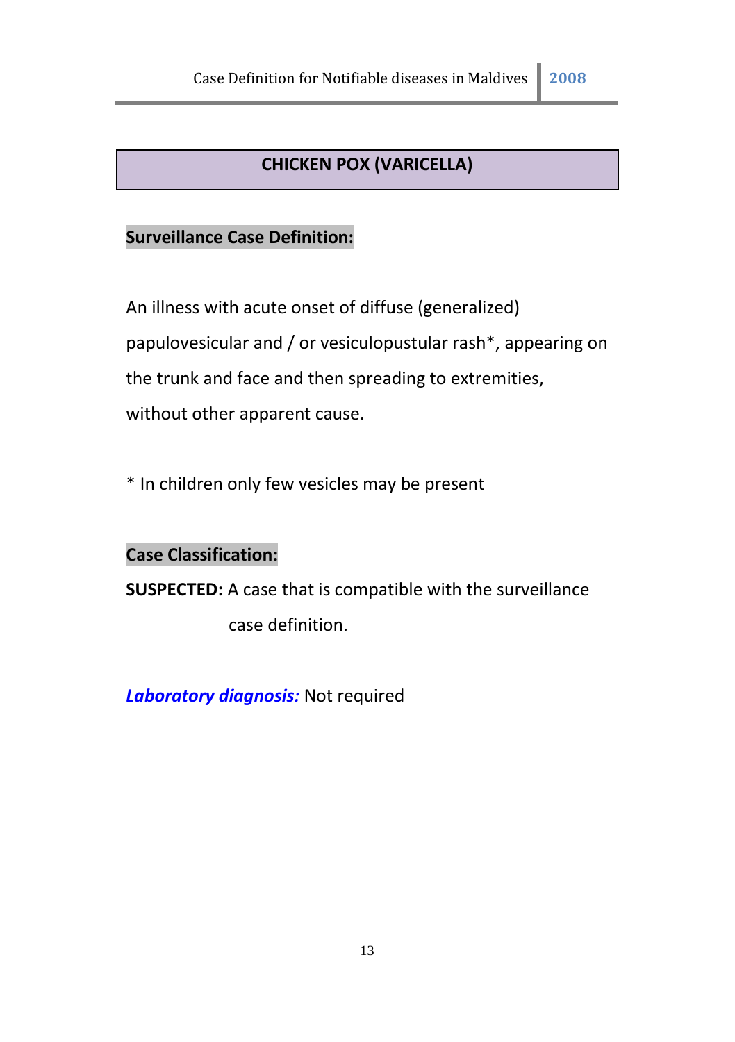# CHICKEN POX (VARICELLA)

## Surveillance Case Definition:

An illness with acute onset of diffuse (generalized) papulovesicular and / or vesiculopustular rash*, appearing on the trunk and face and then spreading to extremities, without other apparent cause.

* In children only few vesicles may be present

## Case Classification:

**SUSPECTED:** A case that is compatible with the surveillance case definition.

***Laboratory diagnosis:*** Not required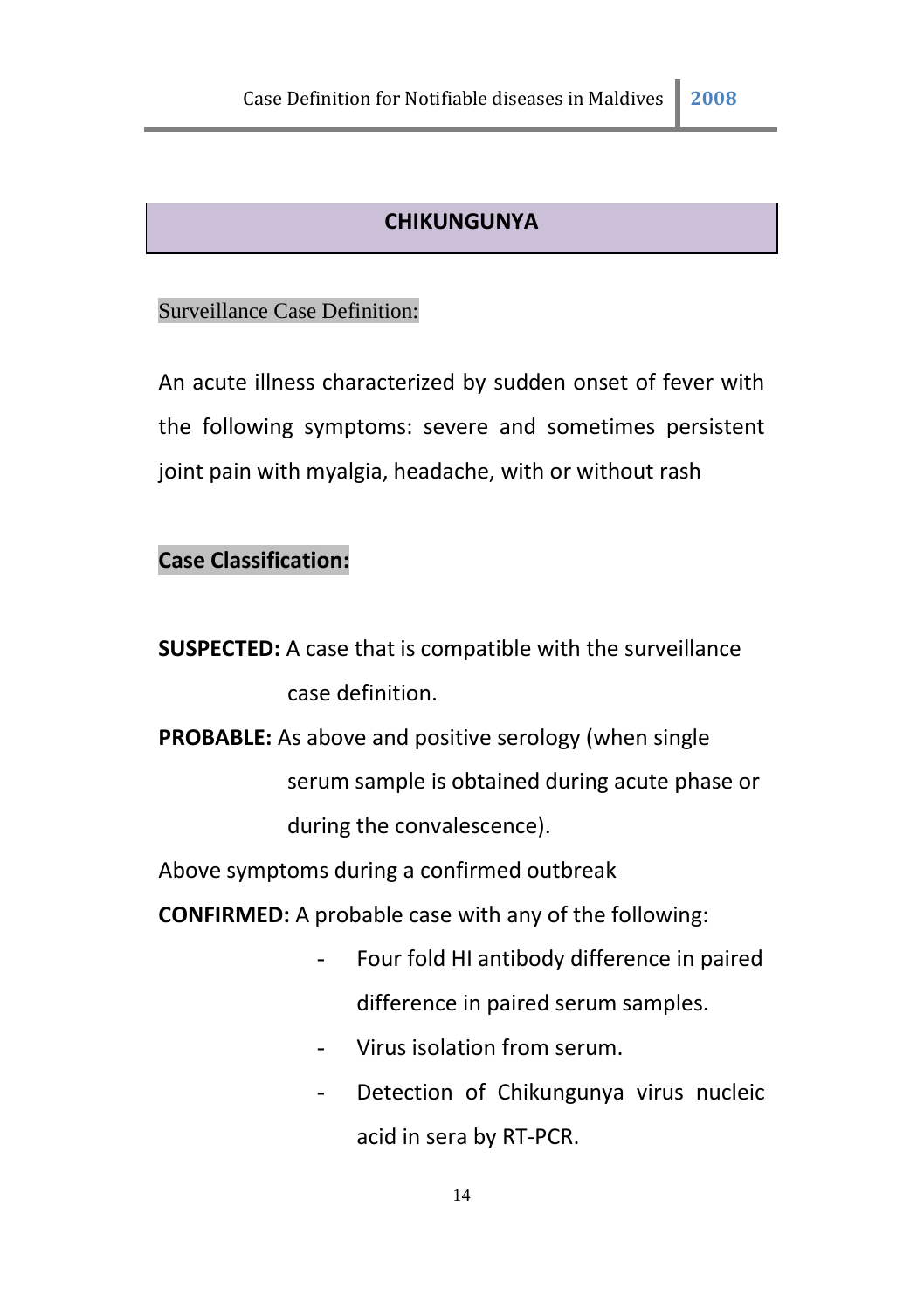## CHIKUNGUNYA

Surveillance Case Definition:

An acute illness characterized by sudden onset of fever with the following symptoms: severe and sometimes persistent joint pain with myalgia, headache, with or without rash

**Case Classification:**

**SUSPECTED:** A case that is compatible with the surveillance case definition.

**PROBABLE:** As above and positive serology (when single serum sample is obtained during acute phase or during the convalescence).

Above symptoms during a confirmed outbreak

**CONFIRMED:** A probable case with any of the following:

- Four fold HI antibody difference in paired difference in paired serum samples.
- Virus isolation from serum.
- Detection of Chikungunya virus nucleic acid in sera by RT-PCR.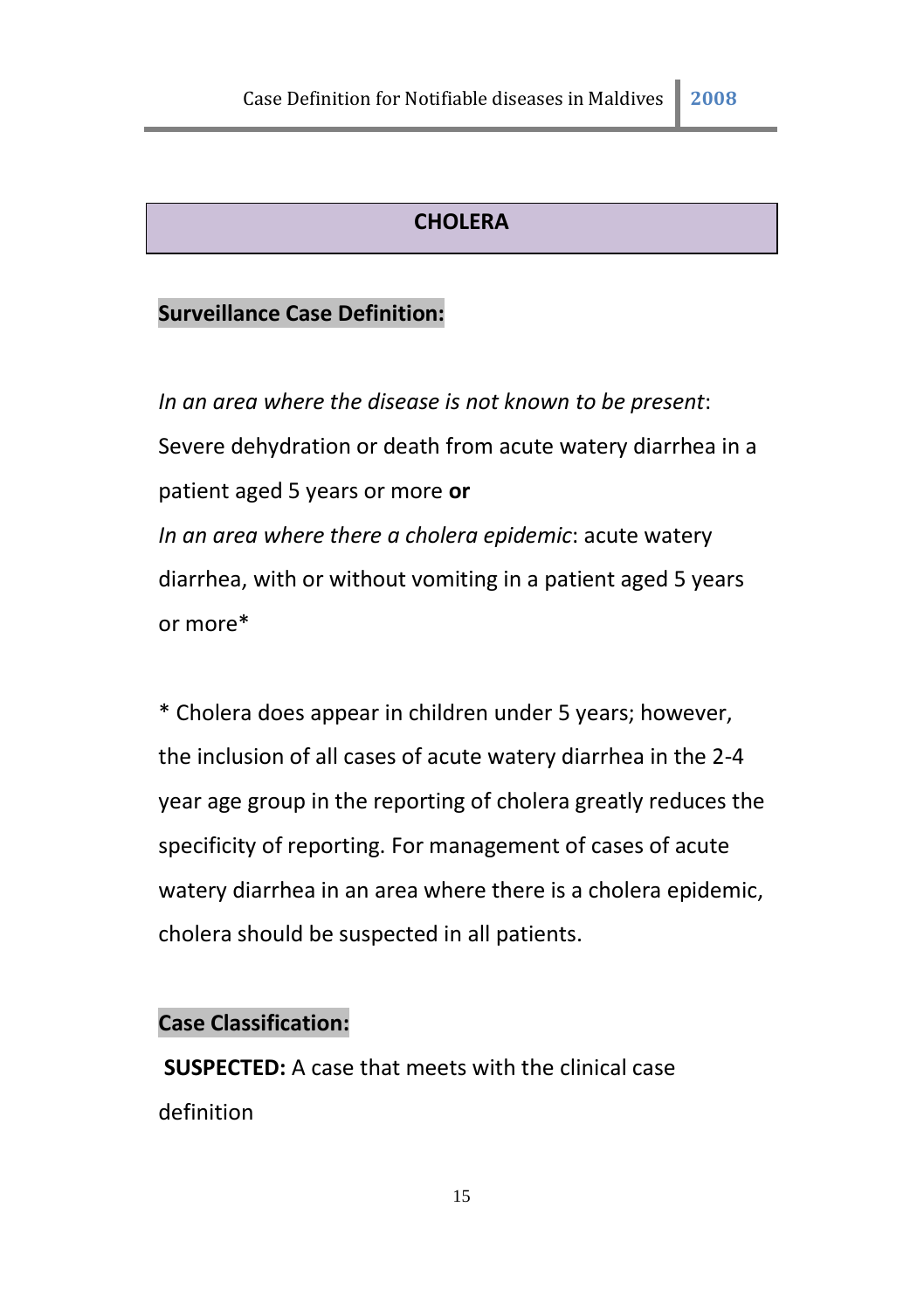## CHOLERA

### Surveillance Case Definition:

*In an area where the disease is not known to be present*: Severe dehydration or death from acute watery diarrhea in a patient aged 5 years or more **or**

*In an area where there a cholera epidemic*: acute watery diarrhea, with or without vomiting in a patient aged 5 years or more*

* Cholera does appear in children under 5 years; however, the inclusion of all cases of acute watery diarrhea in the 2-4 year age group in the reporting of cholera greatly reduces the specificity of reporting. For management of cases of acute watery diarrhea in an area where there is a cholera epidemic, cholera should be suspected in all patients.

### Case Classification:

**SUSPECTED:** A case that meets with the clinical case definition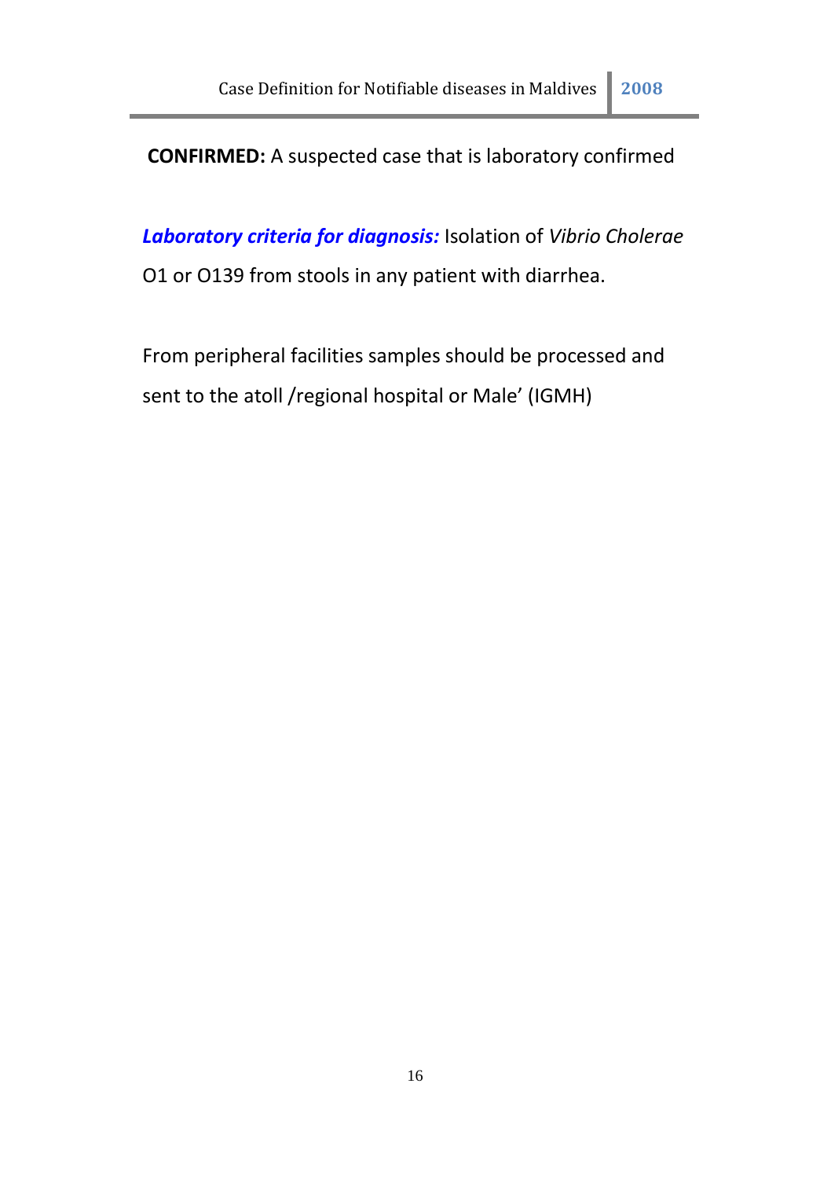**CONFIRMED:** A suspected case that is laboratory confirmed

***Laboratory criteria for diagnosis:*** Isolation of *Vibrio Cholerae* O1 or O139 from stools in any patient with diarrhea.

From peripheral facilities samples should be processed and sent to the atoll /regional hospital or Male' (IGMH)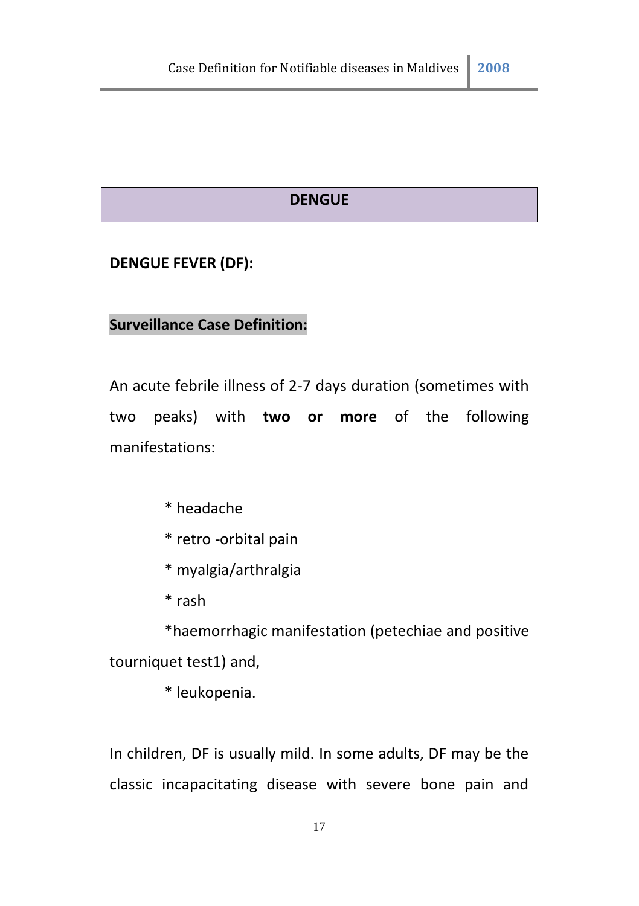## DENGUE

### DENGUE FEVER (DF):

**Surveillance Case Definition:**

An acute febrile illness of 2-7 days duration (sometimes with two peaks) with **two or more** of the following manifestations:

* headache
* retro -orbital pain
* myalgia/arthralgia
* rash
* haemorrhagic manifestation (petechiae and positive tourniquet test1) and,
* leukopenia.

In children, DF is usually mild. In some adults, DF may be the classic incapacitating disease with severe bone pain and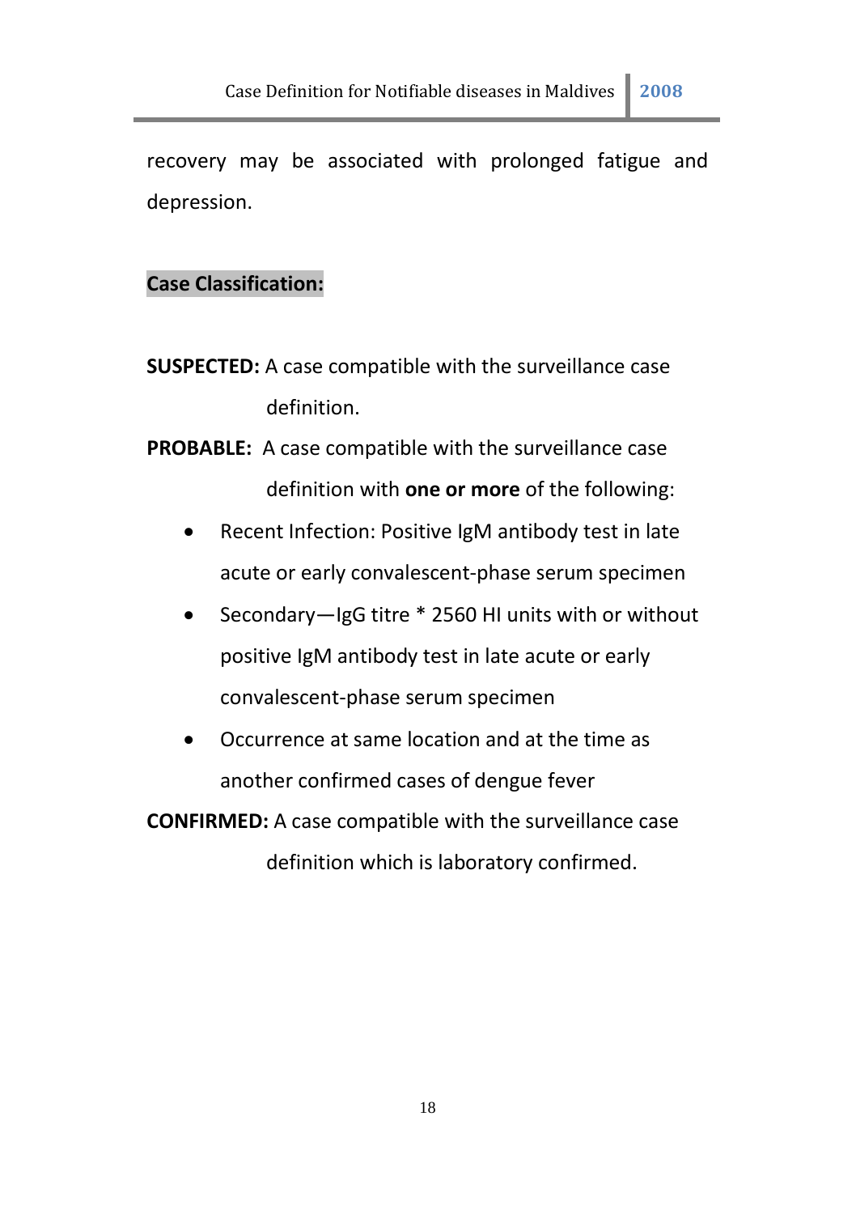recovery may be associated with prolonged fatigue and depression.

**Case Classification:**

**SUSPECTED:** A case compatible with the surveillance case definition.

**PROBABLE:** A case compatible with the surveillance case definition with **one or more** of the following:

- Recent Infection: Positive IgM antibody test in late acute or early convalescent-phase serum specimen
- Secondary—IgG titre * 2560 HI units with or without positive IgM antibody test in late acute or early convalescent-phase serum specimen
- Occurrence at same location and at the time as another confirmed cases of dengue fever

**CONFIRMED:** A case compatible with the surveillance case definition which is laboratory confirmed.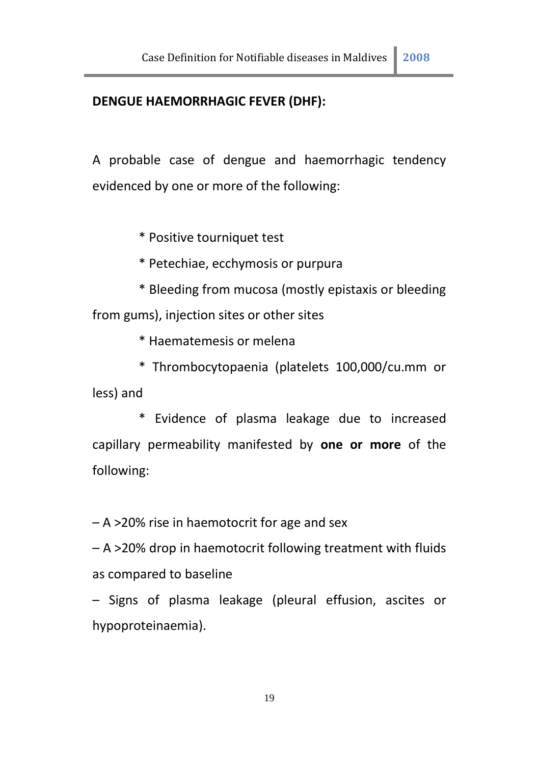**DENGUE HAEMORRHAGIC FEVER (DHF):**

A probable case of dengue and haemorrhagic tendency evidenced by one or more of the following:

* Positive tourniquet test
* Petechiae, ecchymosis or purpura
* Bleeding from mucosa (mostly epistaxis or bleeding from gums), injection sites or other sites
* Haematemesis or melena
* Thrombocytopaenia (platelets 100,000/cu.mm or less) and
* Evidence of plasma leakage due to increased capillary permeability manifested by **one or more** of the following:

– A >20% rise in haemotocrit for age and sex

– A >20% drop in haemotocrit following treatment with fluids as compared to baseline

– Signs of plasma leakage (pleural effusion, ascites or hypoproteinaemia).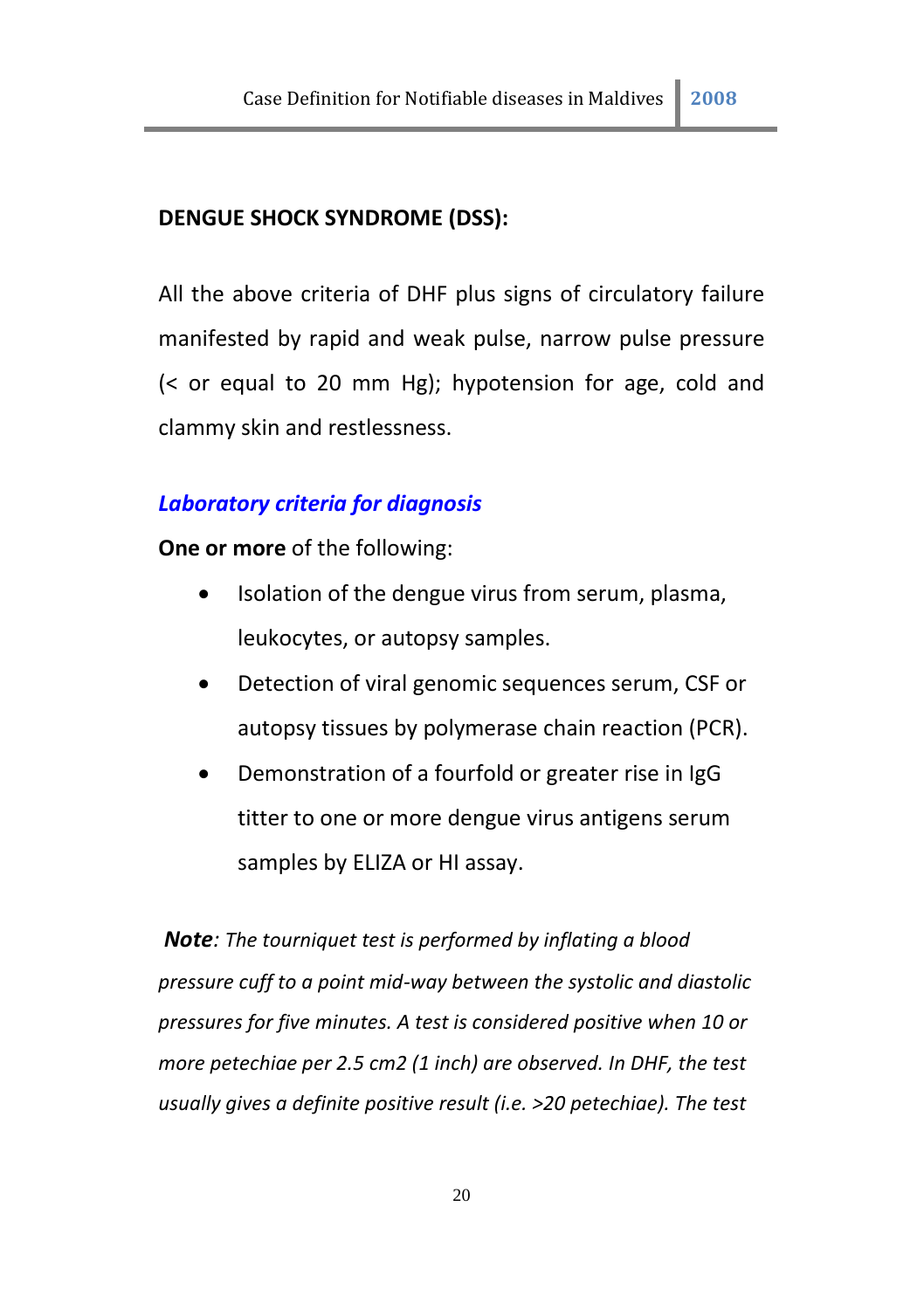**DENGUE SHOCK SYNDROME (DSS):**

All the above criteria of DHF plus signs of circulatory failure manifested by rapid and weak pulse, narrow pulse pressure (< or equal to 20 mm Hg); hypotension for age, cold and clammy skin and restlessness.

***Laboratory criteria for diagnosis***

**One or more** of the following:

- Isolation of the dengue virus from serum, plasma, leukocytes, or autopsy samples.
- Detection of viral genomic sequences serum, CSF or autopsy tissues by polymerase chain reaction (PCR).
- Demonstration of a fourfold or greater rise in IgG titter to one or more dengue virus antigens serum samples by ELIZA or HI assay.

***Note**: The tourniquet test is performed by inflating a blood pressure cuff to a point mid-way between the systolic and diastolic pressures for five minutes. A test is considered positive when 10 or more petechiae per 2.5 cm2 (1 inch) are observed. In DHF, the test usually gives a definite positive result (i.e. >20 petechiae). The test*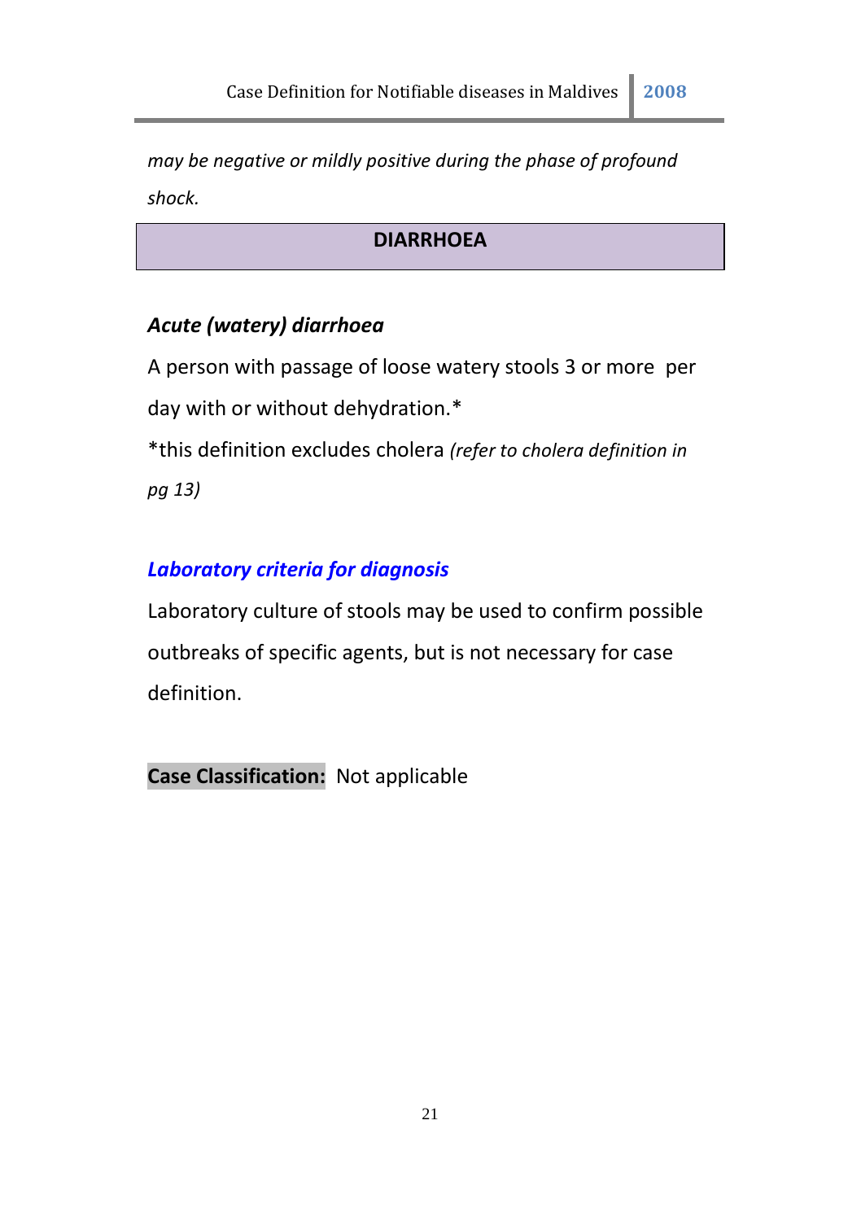*may be negative or mildly positive during the phase of profound shock.*

## DIARRHOEA

### *Acute (watery) diarrhoea*

A person with passage of loose watery stools 3 or more per day with or without dehydration.*

*this definition excludes cholera *(refer to cholera definition in pg 13)*

### *Laboratory criteria for diagnosis*

Laboratory culture of stools may be used to confirm possible outbreaks of specific agents, but is not necessary for case definition.

**Case Classification:** Not applicable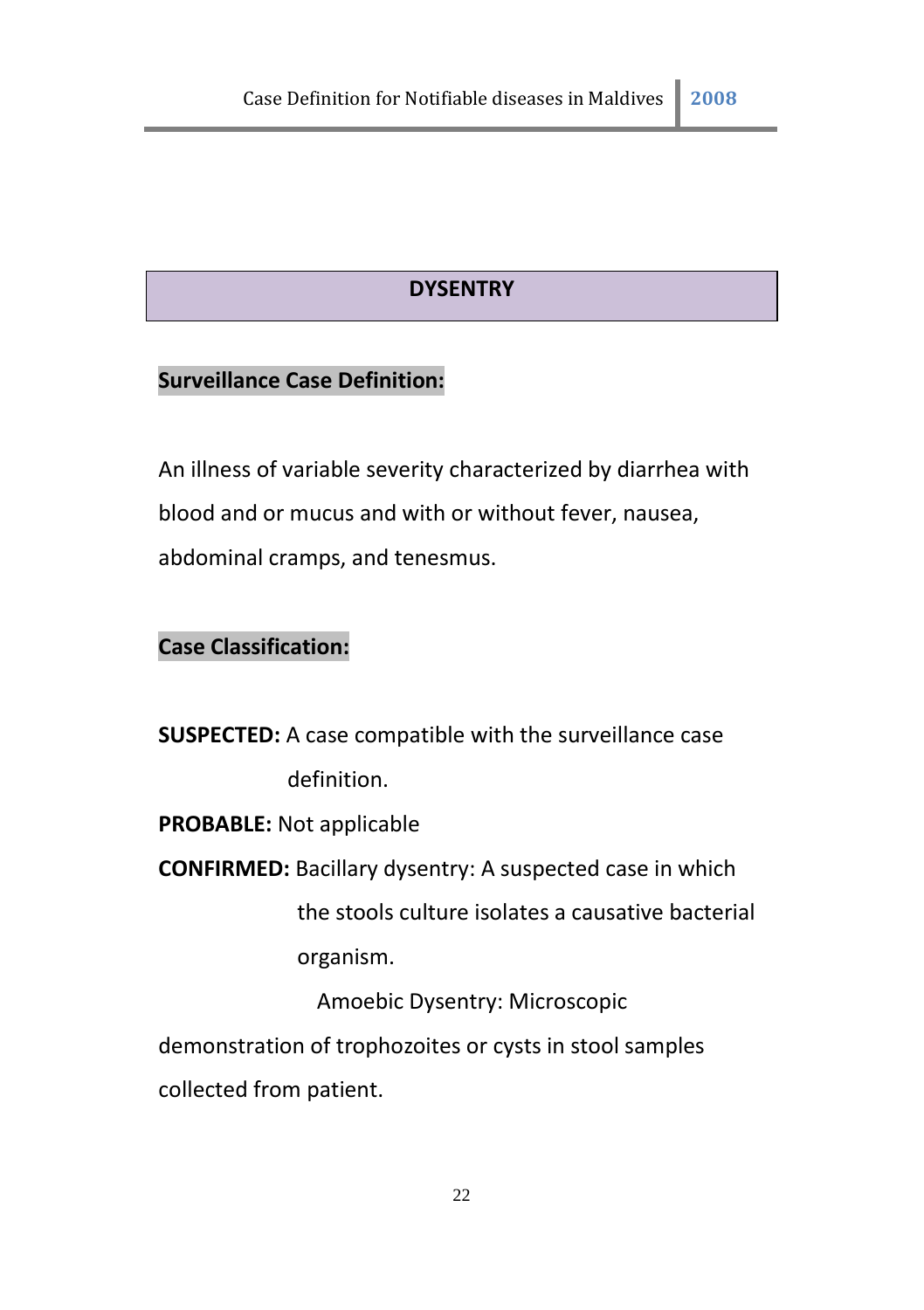## DYSENTRY

**Surveillance Case Definition:**

An illness of variable severity characterized by diarrhea with blood and or mucus and with or without fever, nausea, abdominal cramps, and tenesmus.

**Case Classification:**

**SUSPECTED:** A case compatible with the surveillance case definition.

**PROBABLE:** Not applicable

**CONFIRMED:** Bacillary dysentry: A suspected case in which the stools culture isolates a causative bacterial organism.

Amoebic Dysentry: Microscopic demonstration of trophozoites or cysts in stool samples collected from patient.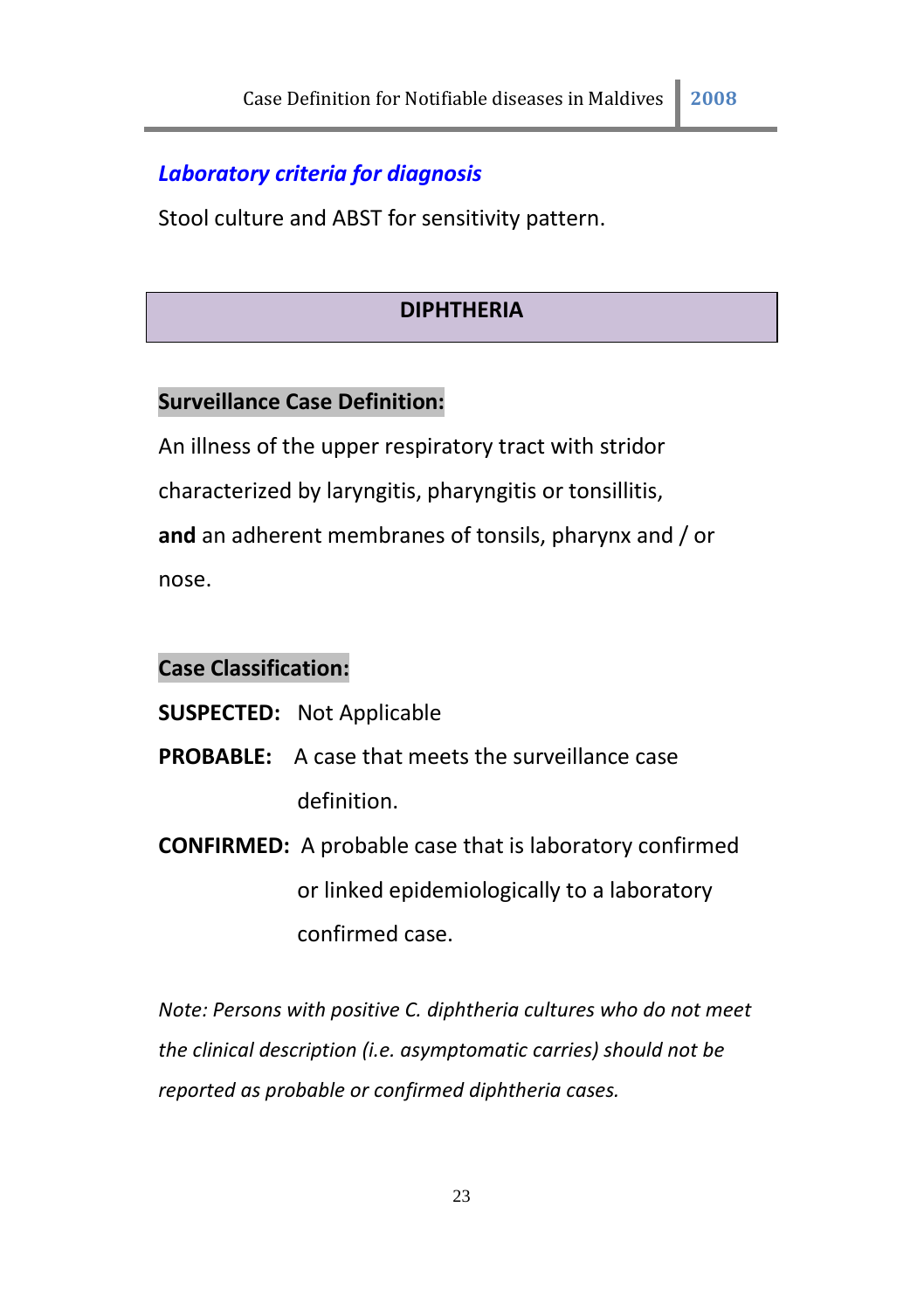### *Laboratory criteria for diagnosis*

Stool culture and ABST for sensitivity pattern.

## DIPHTHERIA

**Surveillance Case Definition:**

An illness of the upper respiratory tract with stridor characterized by laryngitis, pharyngitis or tonsillitis, **and** an adherent membranes of tonsils, pharynx and / or nose.

**Case Classification:**

**SUSPECTED:** Not Applicable

**PROBABLE:** A case that meets the surveillance case definition.

**CONFIRMED:** A probable case that is laboratory confirmed or linked epidemiologically to a laboratory confirmed case.

*Note: Persons with positive C. diphtheria cultures who do not meet the clinical description (i.e. asymptomatic carries) should not be reported as probable or confirmed diphtheria cases.*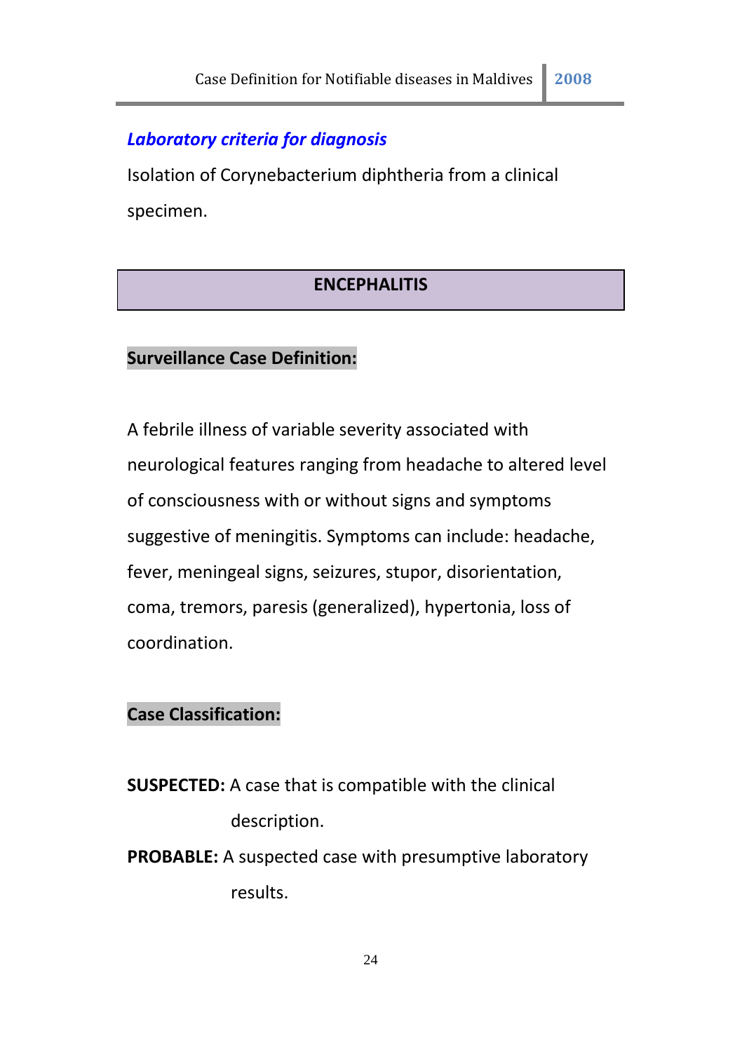### *Laboratory criteria for diagnosis*

Isolation of Corynebacterium diphtheria from a clinical specimen.

## ENCEPHALITIS

**Surveillance Case Definition:**

A febrile illness of variable severity associated with neurological features ranging from headache to altered level of consciousness with or without signs and symptoms suggestive of meningitis. Symptoms can include: headache, fever, meningeal signs, seizures, stupor, disorientation, coma, tremors, paresis (generalized), hypertonia, loss of coordination.

**Case Classification:**

**SUSPECTED:** A case that is compatible with the clinical description.

**PROBABLE:** A suspected case with presumptive laboratory results.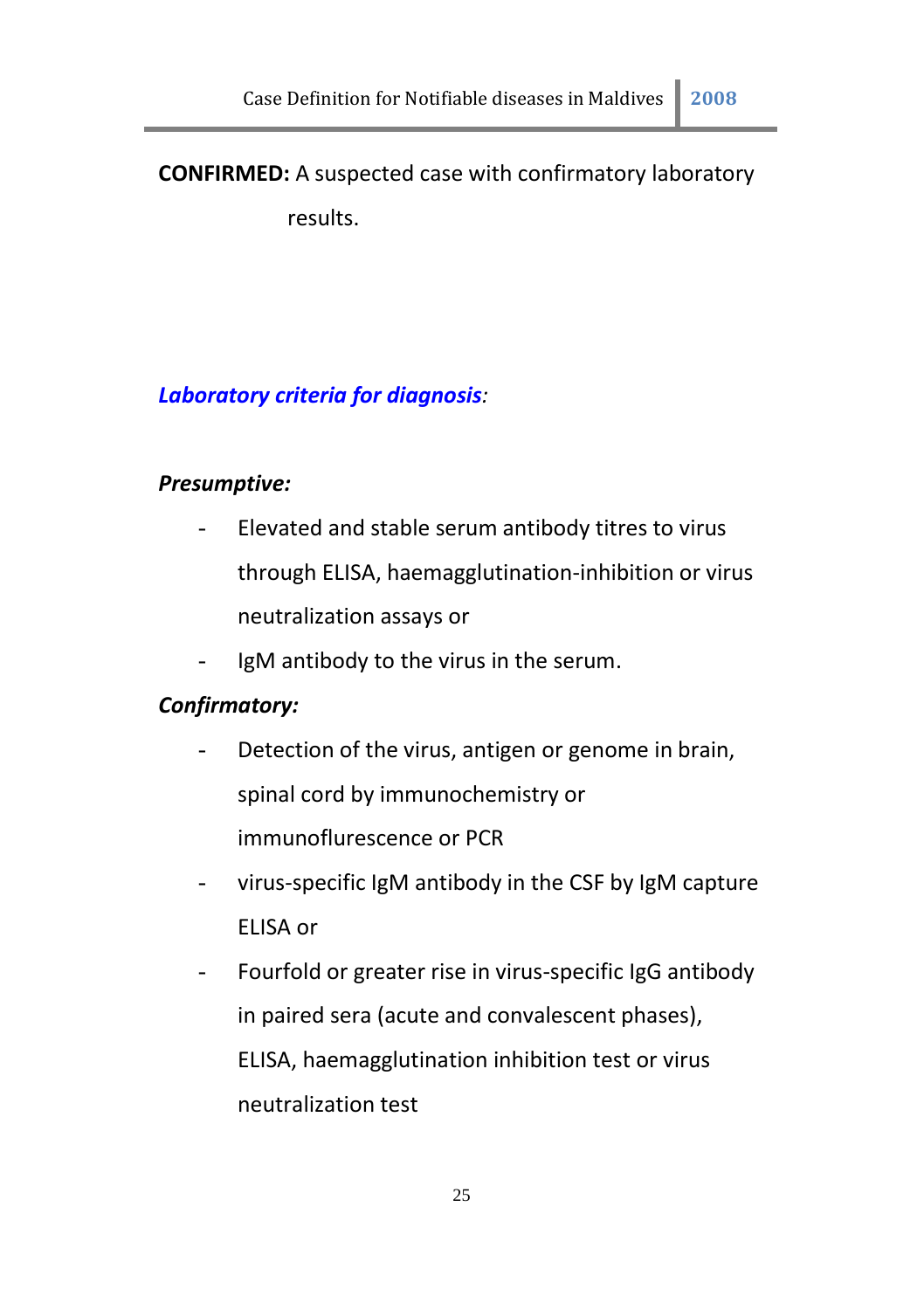**CONFIRMED:** A suspected case with confirmatory laboratory results.

***Laboratory criteria for diagnosis***:

***Presumptive:***

- Elevated and stable serum antibody titres to virus through ELISA, haemagglutination-inhibition or virus neutralization assays or
- IgM antibody to the virus in the serum.

***Confirmatory:***

- Detection of the virus, antigen or genome in brain, spinal cord by immunochemistry or immunoflurescence or PCR
- virus-specific IgM antibody in the CSF by IgM capture ELISA or
- Fourfold or greater rise in virus-specific IgG antibody in paired sera (acute and convalescent phases), ELISA, haemagglutination inhibition test or virus neutralization test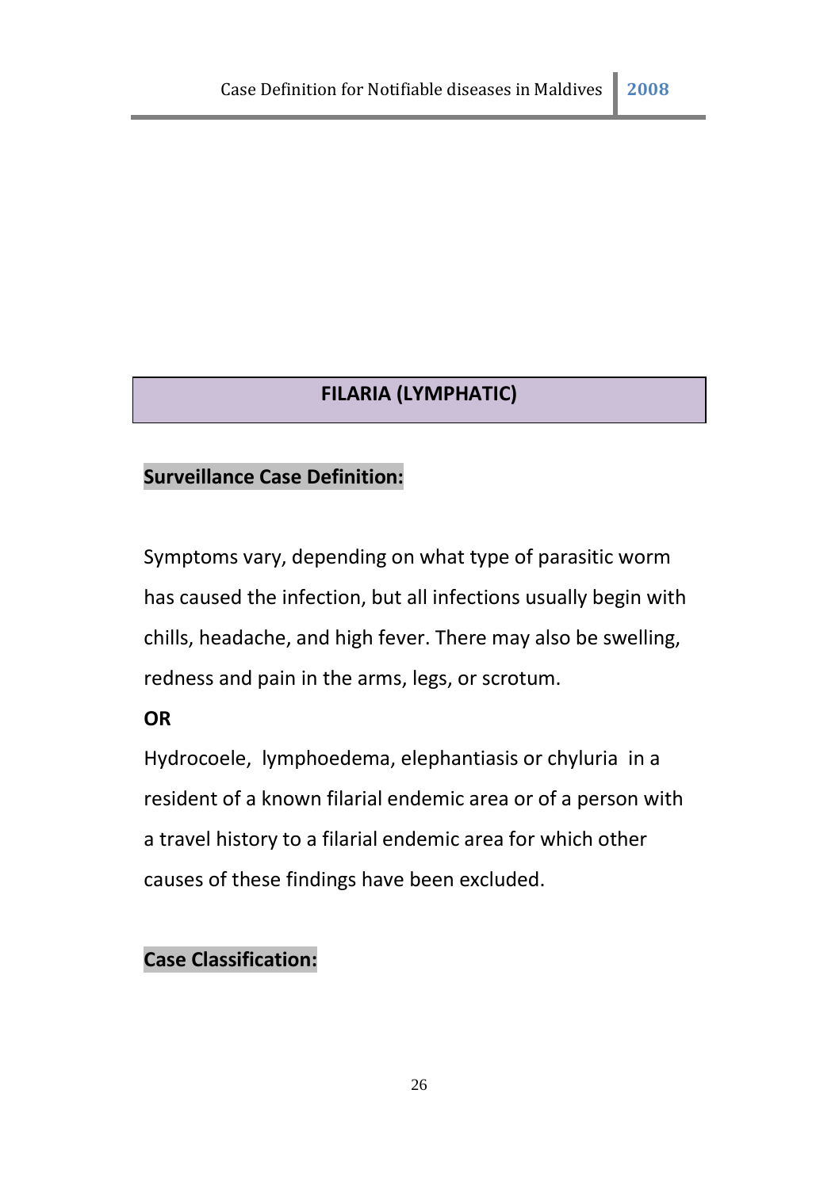## FILARIA (LYMPHATIC)

### Surveillance Case Definition:

Symptoms vary, depending on what type of parasitic worm has caused the infection, but all infections usually begin with chills, headache, and high fever. There may also be swelling, redness and pain in the arms, legs, or scrotum.

**OR**

Hydrocoele, lymphoedema, elephantiasis or chyluria in a resident of a known filarial endemic area or of a person with a travel history to a filarial endemic area for which other causes of these findings have been excluded.

### Case Classification: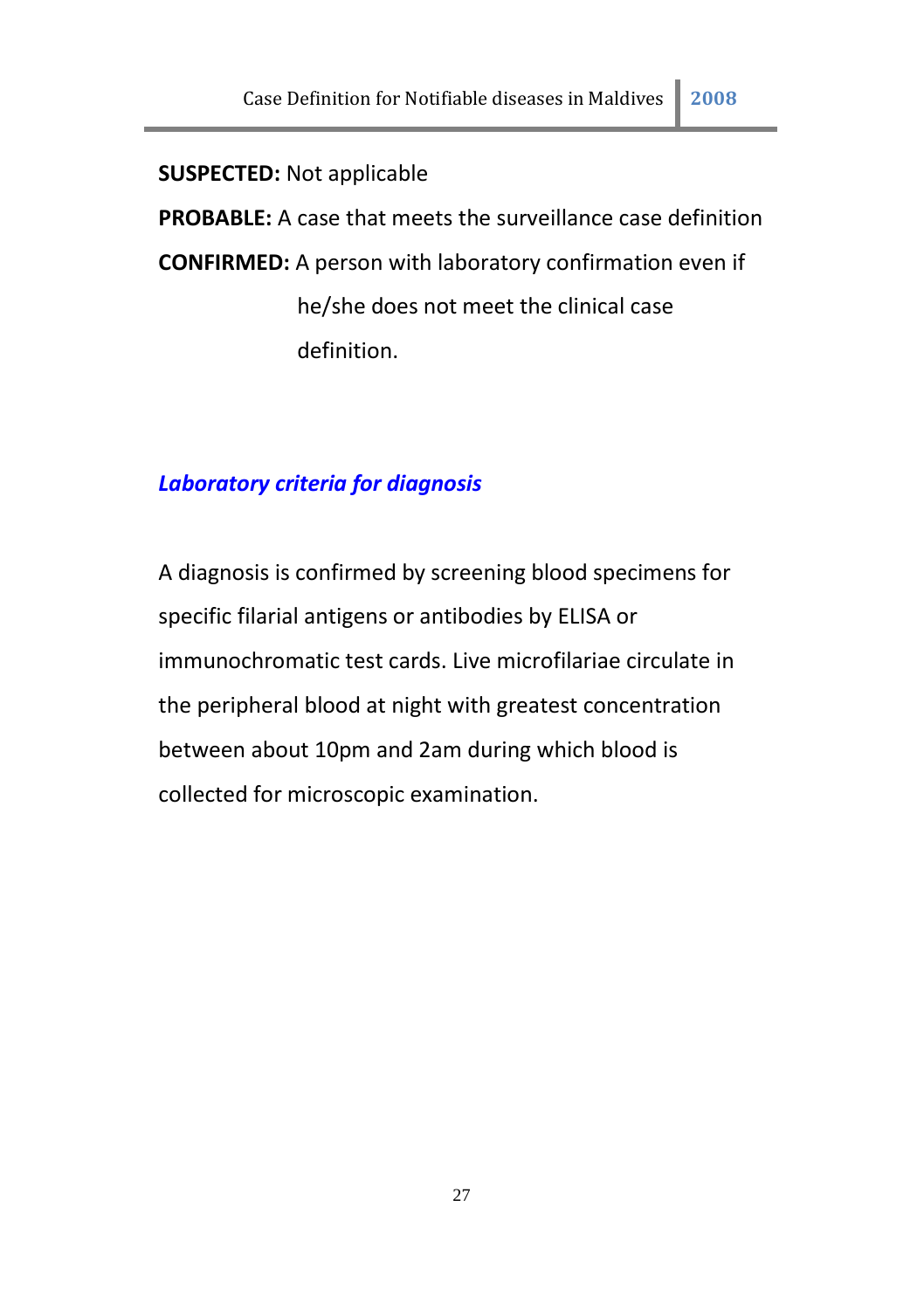**SUSPECTED:** Not applicable

**PROBABLE:** A case that meets the surveillance case definition

**CONFIRMED:** A person with laboratory confirmation even if he/she does not meet the clinical case definition.

### *Laboratory criteria for diagnosis*

A diagnosis is confirmed by screening blood specimens for specific filarial antigens or antibodies by ELISA or immunochromatic test cards. Live microfilariae circulate in the peripheral blood at night with greatest concentration between about 10pm and 2am during which blood is collected for microscopic examination.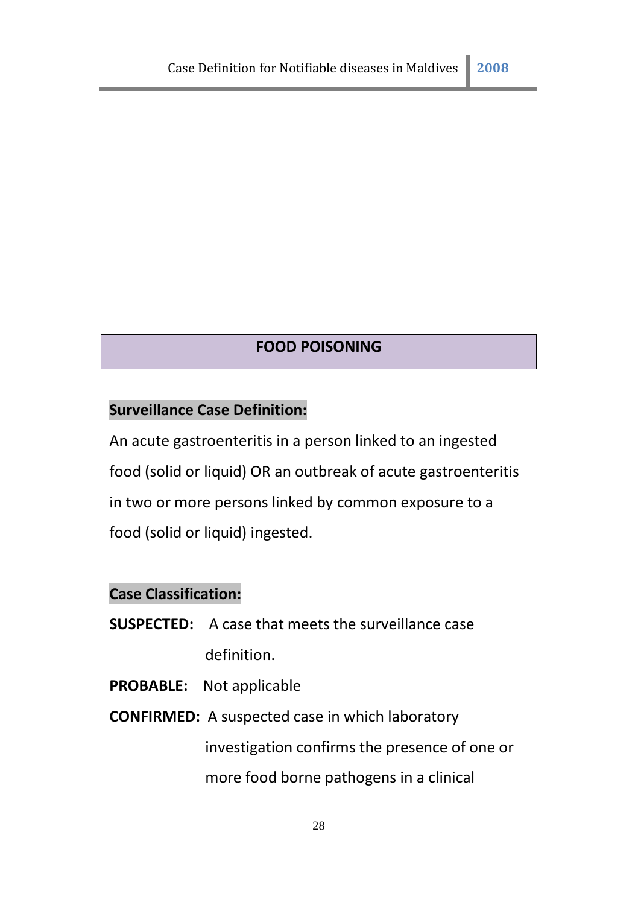## FOOD POISONING

**Surveillance Case Definition:**

An acute gastroenteritis in a person linked to an ingested food (solid or liquid) OR an outbreak of acute gastroenteritis in two or more persons linked by common exposure to a food (solid or liquid) ingested.

**Case Classification:**

**SUSPECTED:** A case that meets the surveillance case definition.

**PROBABLE:** Not applicable

**CONFIRMED:** A suspected case in which laboratory investigation confirms the presence of one or more food borne pathogens in a clinical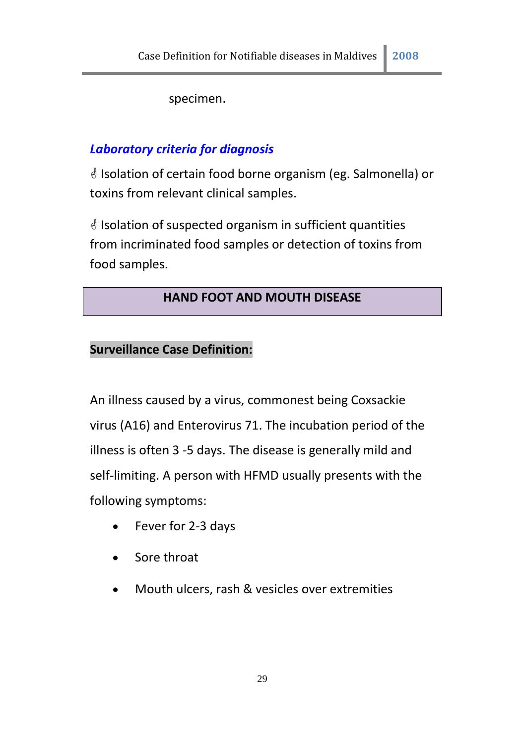specimen.

***Laboratory criteria for diagnosis***

☝ Isolation of certain food borne organism (eg. Salmonella) or toxins from relevant clinical samples.

☝ Isolation of suspected organism in sufficient quantities from incriminated food samples or detection of toxins from food samples.

## HAND FOOT AND MOUTH DISEASE

**Surveillance Case Definition:**

An illness caused by a virus, commonest being Coxsackie virus (A16) and Enterovirus 71. The incubation period of the illness is often 3 -5 days. The disease is generally mild and self-limiting. A person with HFMD usually presents with the following symptoms:

- Fever for 2-3 days
- Sore throat
- Mouth ulcers, rash & vesicles over extremities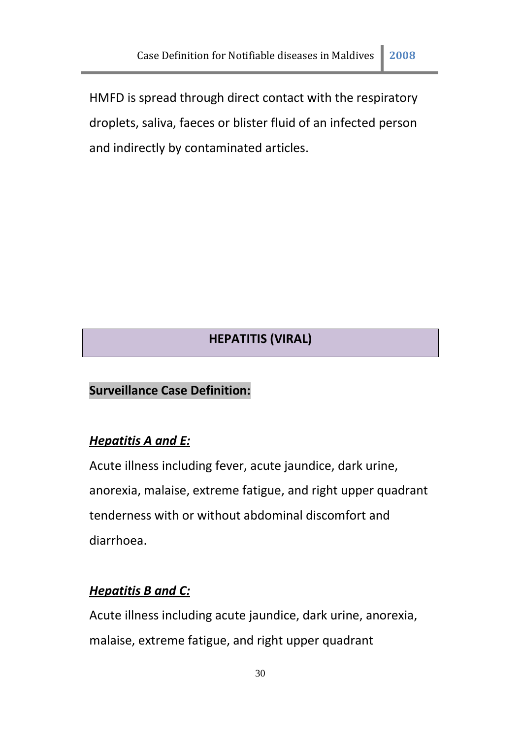HMFD is spread through direct contact with the respiratory droplets, saliva, faeces or blister fluid of an infected person and indirectly by contaminated articles.

## HEPATITIS (VIRAL)

**Surveillance Case Definition:**

***Hepatitis A and E:***

Acute illness including fever, acute jaundice, dark urine, anorexia, malaise, extreme fatigue, and right upper quadrant tenderness with or without abdominal discomfort and diarrhoea.

***Hepatitis B and C:***

Acute illness including acute jaundice, dark urine, anorexia, malaise, extreme fatigue, and right upper quadrant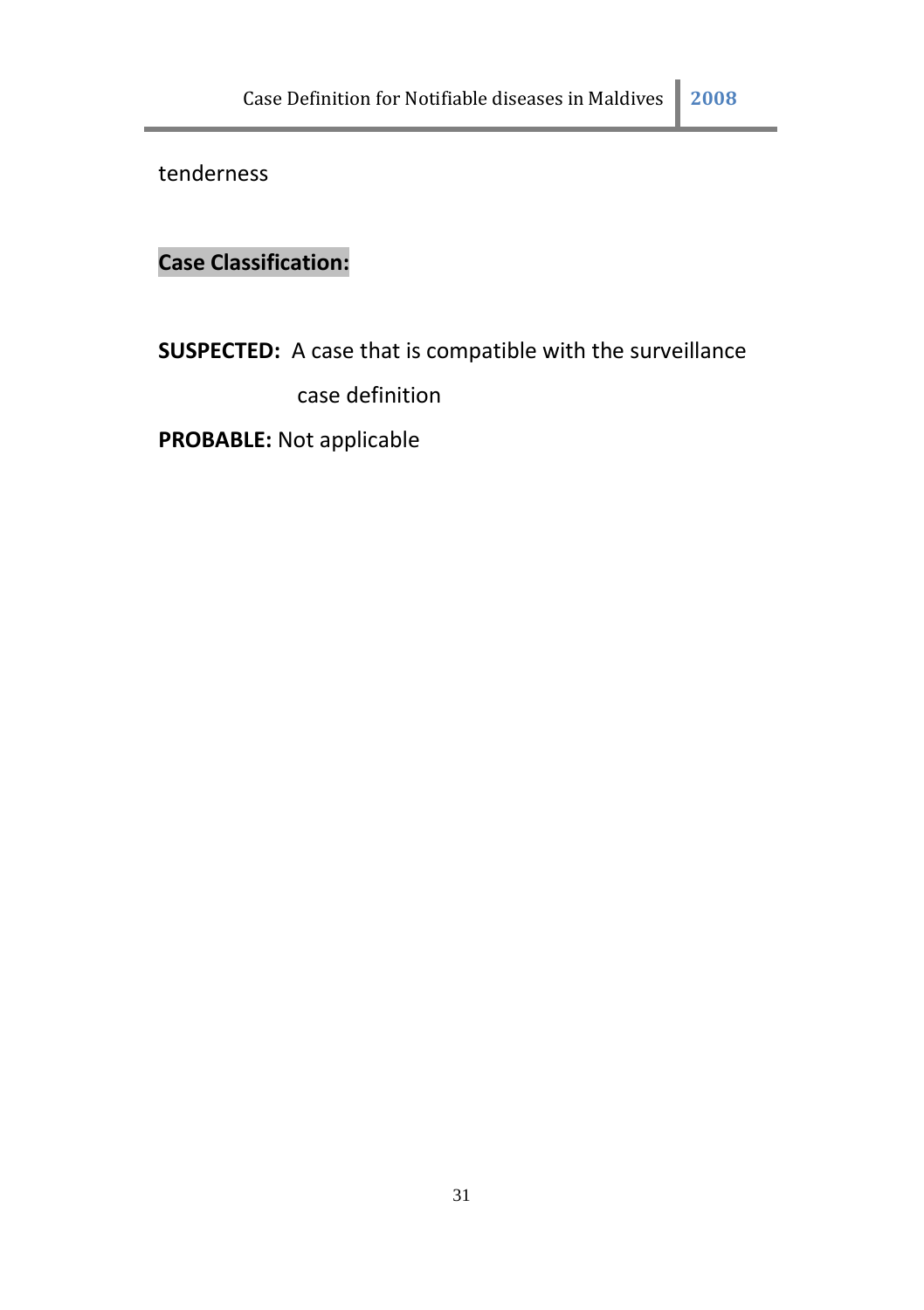tenderness

**Case Classification:**

**SUSPECTED:** A case that is compatible with the surveillance case definition

**PROBABLE:** Not applicable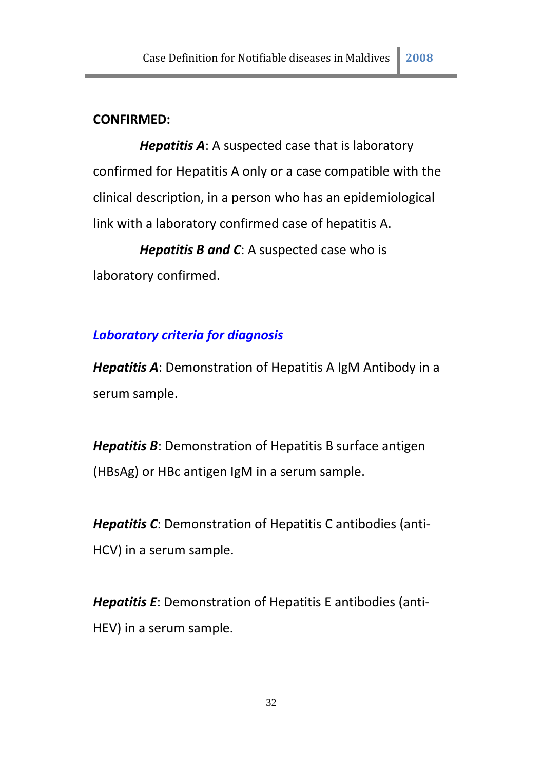**CONFIRMED:**

***Hepatitis A***: A suspected case that is laboratory confirmed for Hepatitis A only or a case compatible with the clinical description, in a person who has an epidemiological link with a laboratory confirmed case of hepatitis A.

***Hepatitis B and C***: A suspected case who is laboratory confirmed.

### *Laboratory criteria for diagnosis*

***Hepatitis A***: Demonstration of Hepatitis A IgM Antibody in a serum sample.

***Hepatitis B***: Demonstration of Hepatitis B surface antigen (HBsAg) or HBc antigen IgM in a serum sample.

***Hepatitis C***: Demonstration of Hepatitis C antibodies (anti-HCV) in a serum sample.

***Hepatitis E***: Demonstration of Hepatitis E antibodies (anti-HEV) in a serum sample.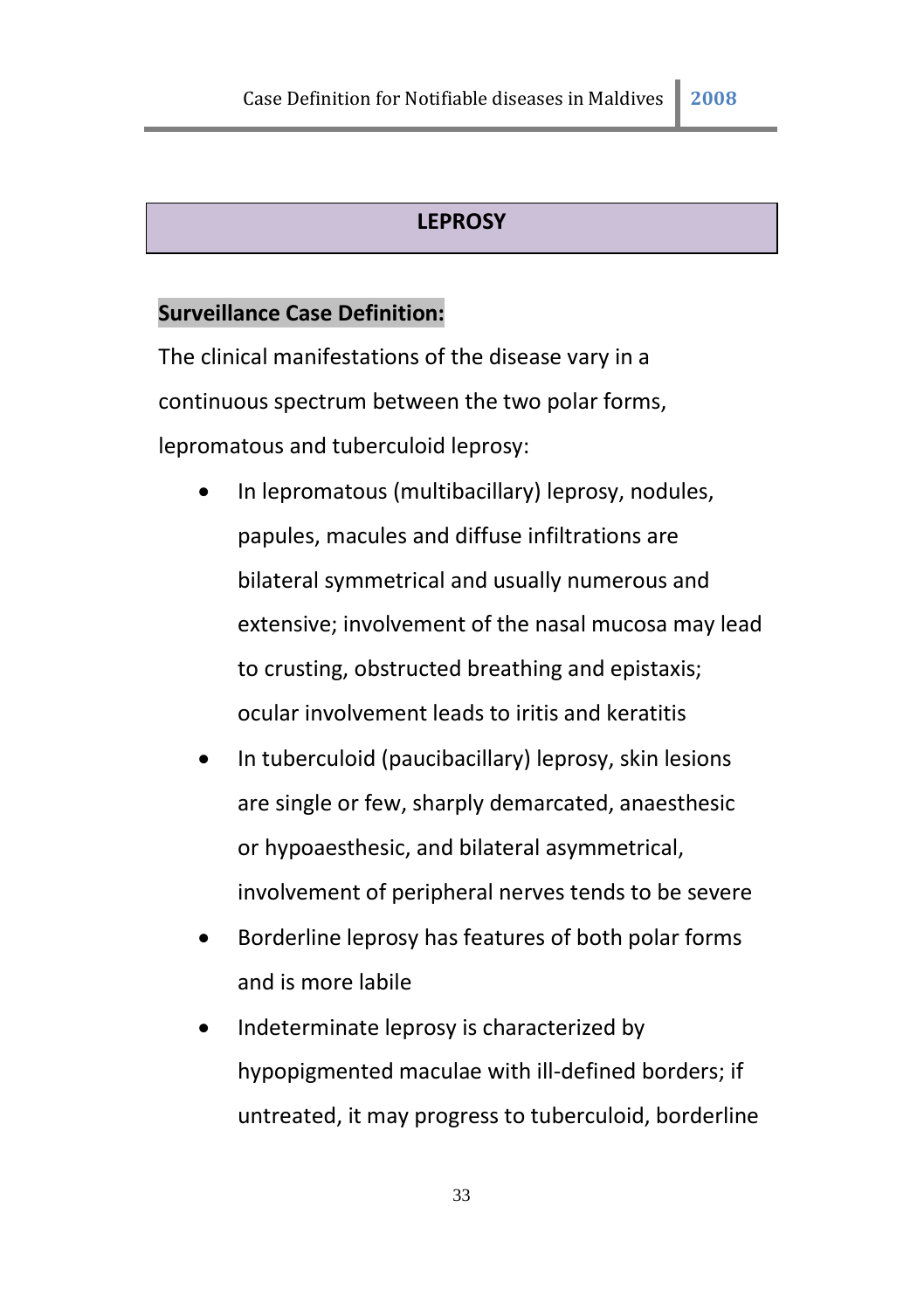## LEPROSY

**Surveillance Case Definition:**

The clinical manifestations of the disease vary in a continuous spectrum between the two polar forms, lepromatous and tuberculoid leprosy:

- In lepromatous (multibacillary) leprosy, nodules, papules, macules and diffuse infiltrations are bilateral symmetrical and usually numerous and extensive; involvement of the nasal mucosa may lead to crusting, obstructed breathing and epistaxis; ocular involvement leads to iritis and keratitis
- In tuberculoid (paucibacillary) leprosy, skin lesions are single or few, sharply demarcated, anaesthesic or hypoaesthesic, and bilateral asymmetrical, involvement of peripheral nerves tends to be severe
- Borderline leprosy has features of both polar forms and is more labile
- Indeterminate leprosy is characterized by hypopigmented maculae with ill-defined borders; if untreated, it may progress to tuberculoid, borderline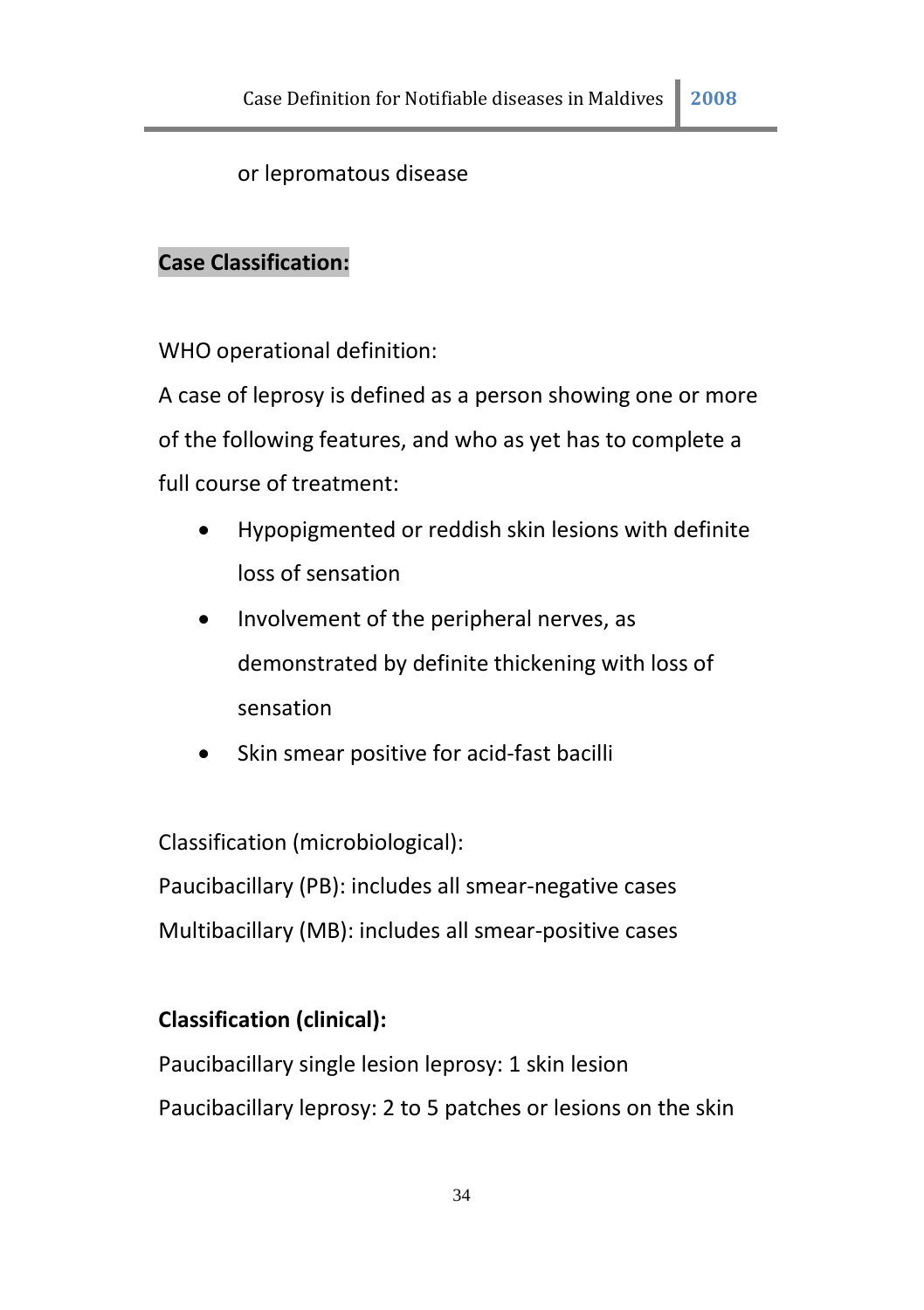or lepromatous disease

**Case Classification:**

WHO operational definition:

A case of leprosy is defined as a person showing one or more of the following features, and who as yet has to complete a full course of treatment:

- Hypopigmented or reddish skin lesions with definite loss of sensation
- Involvement of the peripheral nerves, as demonstrated by definite thickening with loss of sensation
- Skin smear positive for acid-fast bacilli

Classification (microbiological):

Paucibacillary (PB): includes all smear-negative cases

Multibacillary (MB): includes all smear-positive cases

**Classification (clinical):**

Paucibacillary single lesion leprosy: 1 skin lesion

Paucibacillary leprosy: 2 to 5 patches or lesions on the skin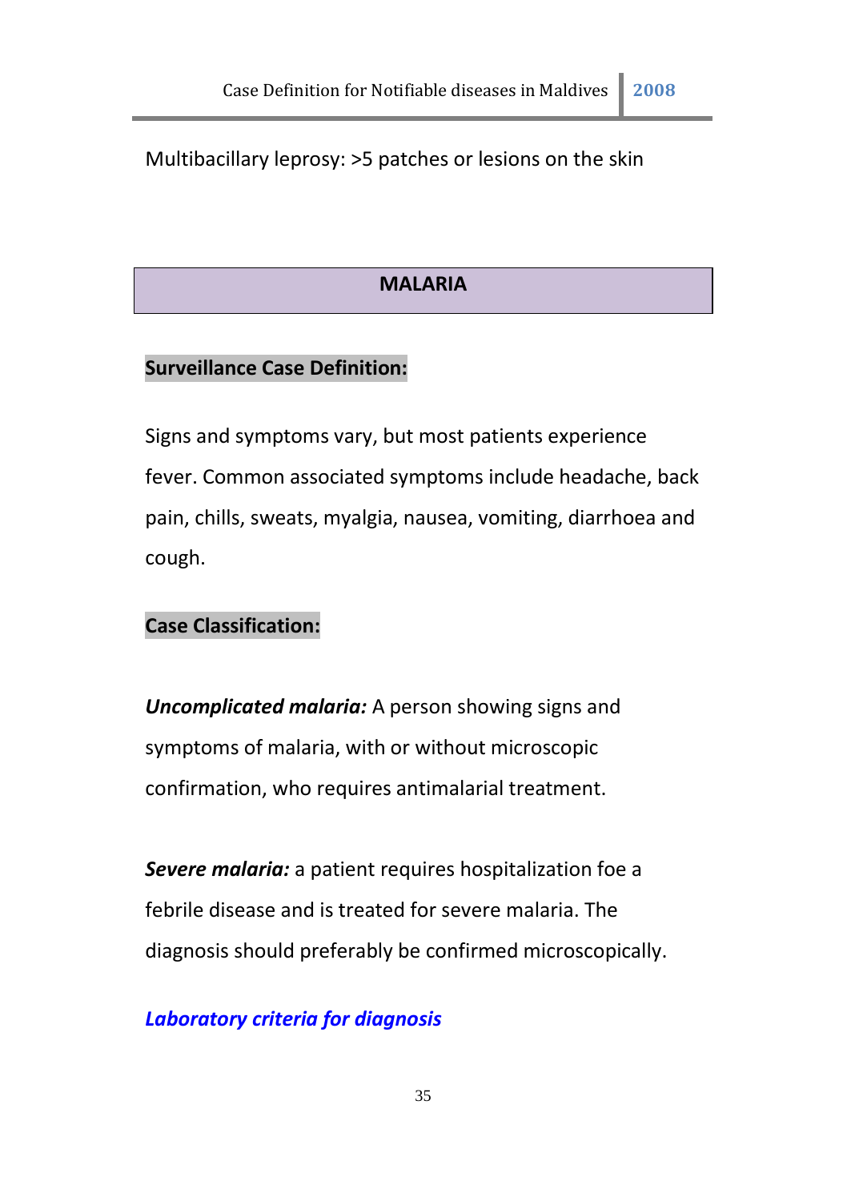Multibacillary leprosy: >5 patches or lesions on the skin

## MALARIA

**Surveillance Case Definition:**

Signs and symptoms vary, but most patients experience fever. Common associated symptoms include headache, back pain, chills, sweats, myalgia, nausea, vomiting, diarrhoea and cough.

**Case Classification:**

***Uncomplicated malaria:*** A person showing signs and symptoms of malaria, with or without microscopic confirmation, who requires antimalarial treatment.

***Severe malaria:*** a patient requires hospitalization foe a febrile disease and is treated for severe malaria. The diagnosis should preferably be confirmed microscopically.

***Laboratory criteria for diagnosis***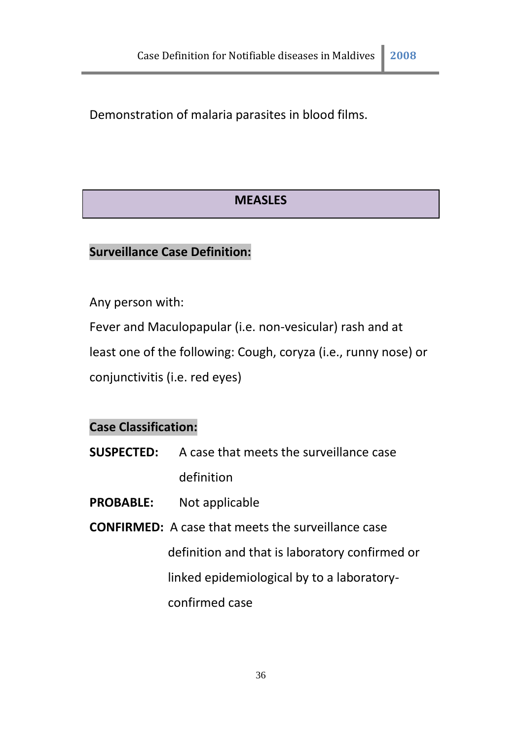Demonstration of malaria parasites in blood films.

## MEASLES

**Surveillance Case Definition:**

Any person with:

Fever and Maculopapular (i.e. non-vesicular) rash and at least one of the following: Cough, coryza (i.e., runny nose) or conjunctivitis (i.e. red eyes)

**Case Classification:**

**SUSPECTED:** A case that meets the surveillance case definition

**PROBABLE:** Not applicable

**CONFIRMED:** A case that meets the surveillance case definition and that is laboratory confirmed or linked epidemiological by to a laboratory-confirmed case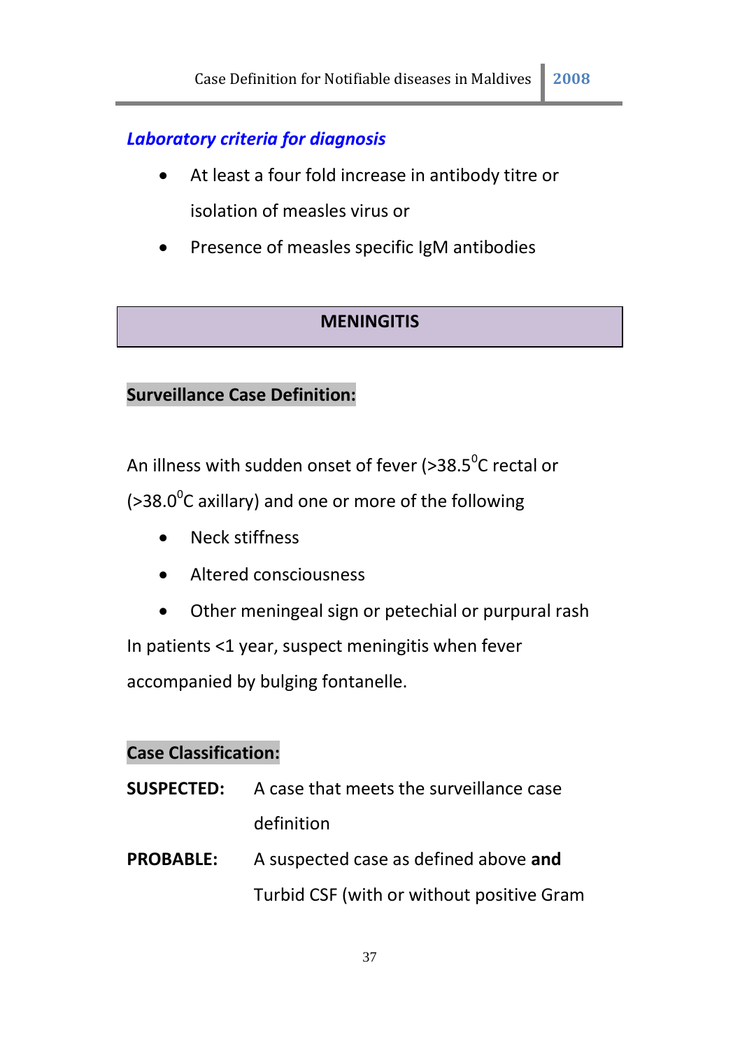***Laboratory criteria for diagnosis***

- At least a four fold increase in antibody titre or isolation of measles virus or
- Presence of measles specific IgM antibodies

## MENINGITIS

**Surveillance Case Definition:**

An illness with sudden onset of fever (>38.5$^{0}$C rectal or (>38.0$^{0}$C axillary) and one or more of the following

- Neck stiffness
- Altered consciousness
- Other meningeal sign or petechial or purpural rash

In patients <1 year, suspect meningitis when fever accompanied by bulging fontanelle.

**Case Classification:**

**SUSPECTED:** A case that meets the surveillance case definition

**PROBABLE:** A suspected case as defined above **and** Turbid CSF (with or without positive Gram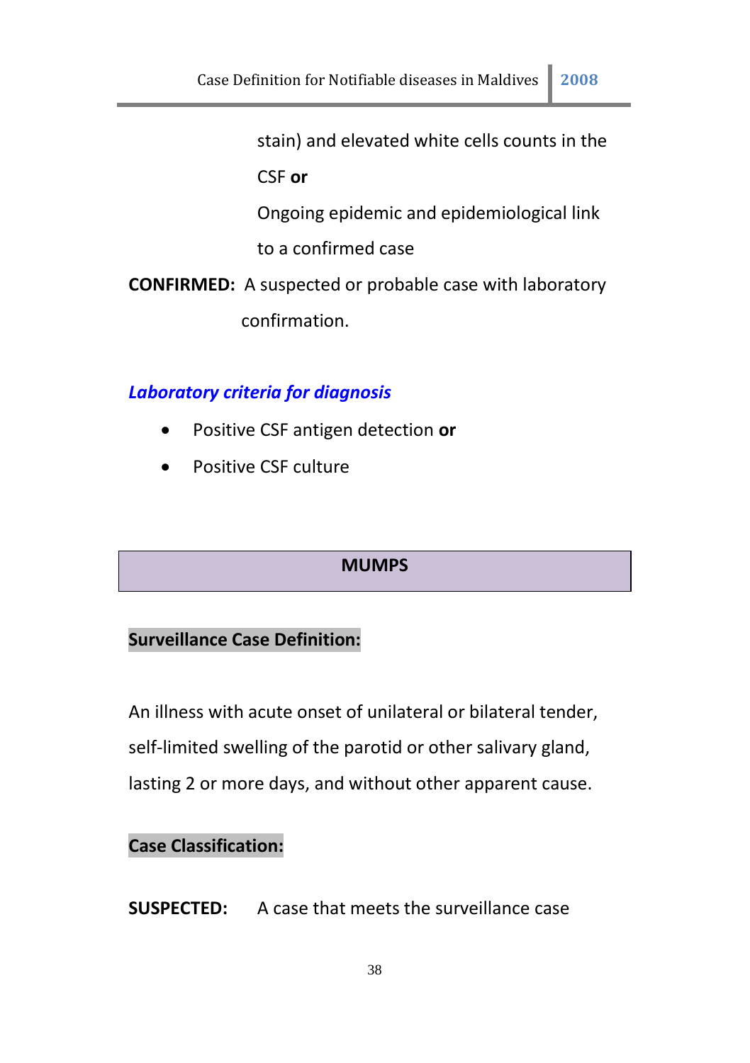stain) and elevated white cells counts in the CSF **or**

Ongoing epidemic and epidemiological link to a confirmed case

**CONFIRMED:** A suspected or probable case with laboratory confirmation.

***Laboratory criteria for diagnosis***

- Positive CSF antigen detection **or**
- Positive CSF culture

## MUMPS

**Surveillance Case Definition:**

An illness with acute onset of unilateral or bilateral tender, self-limited swelling of the parotid or other salivary gland, lasting 2 or more days, and without other apparent cause.

**Case Classification:**

**SUSPECTED:** A case that meets the surveillance case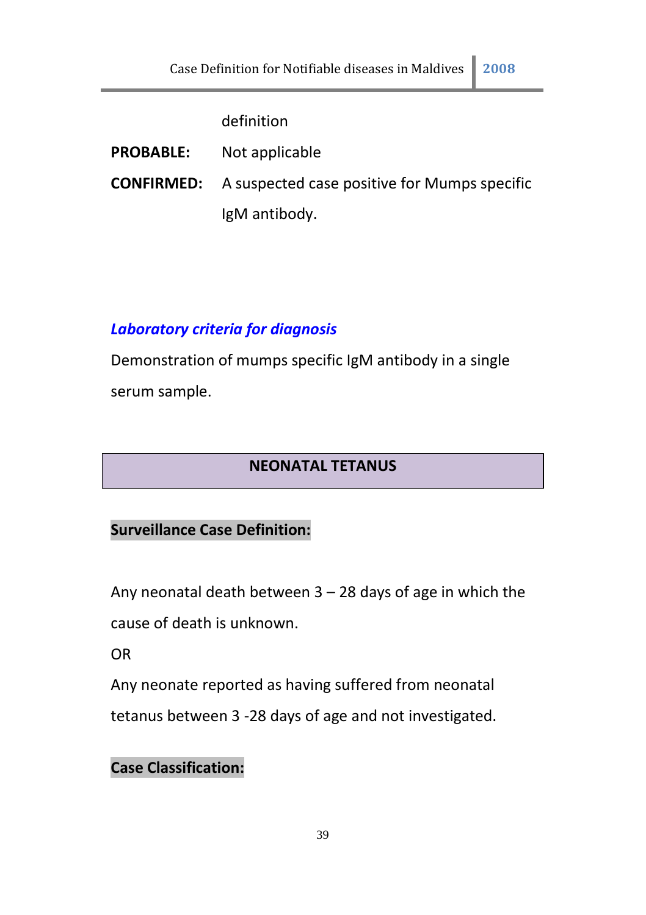definition

**PROBABLE:** Not applicable

**CONFIRMED:** A suspected case positive for Mumps specific IgM antibody.

***Laboratory criteria for diagnosis***

Demonstration of mumps specific IgM antibody in a single serum sample.

## NEONATAL TETANUS

**Surveillance Case Definition:**

Any neonatal death between 3 – 28 days of age in which the cause of death is unknown.

OR

Any neonate reported as having suffered from neonatal tetanus between 3 -28 days of age and not investigated.

**Case Classification:**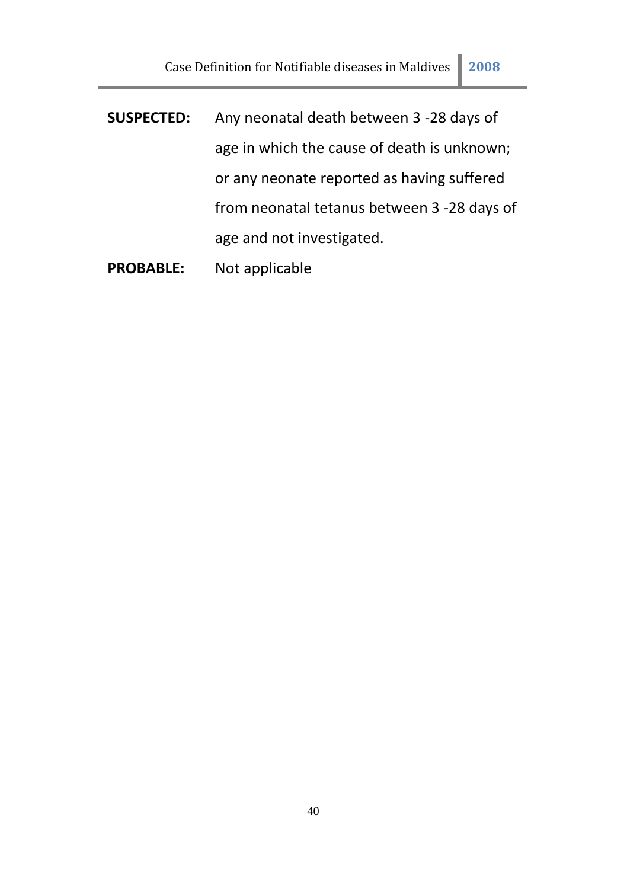**SUSPECTED:** Any neonatal death between 3 -28 days of age in which the cause of death is unknown; or any neonate reported as having suffered from neonatal tetanus between 3 -28 days of age and not investigated.

**PROBABLE:** Not applicable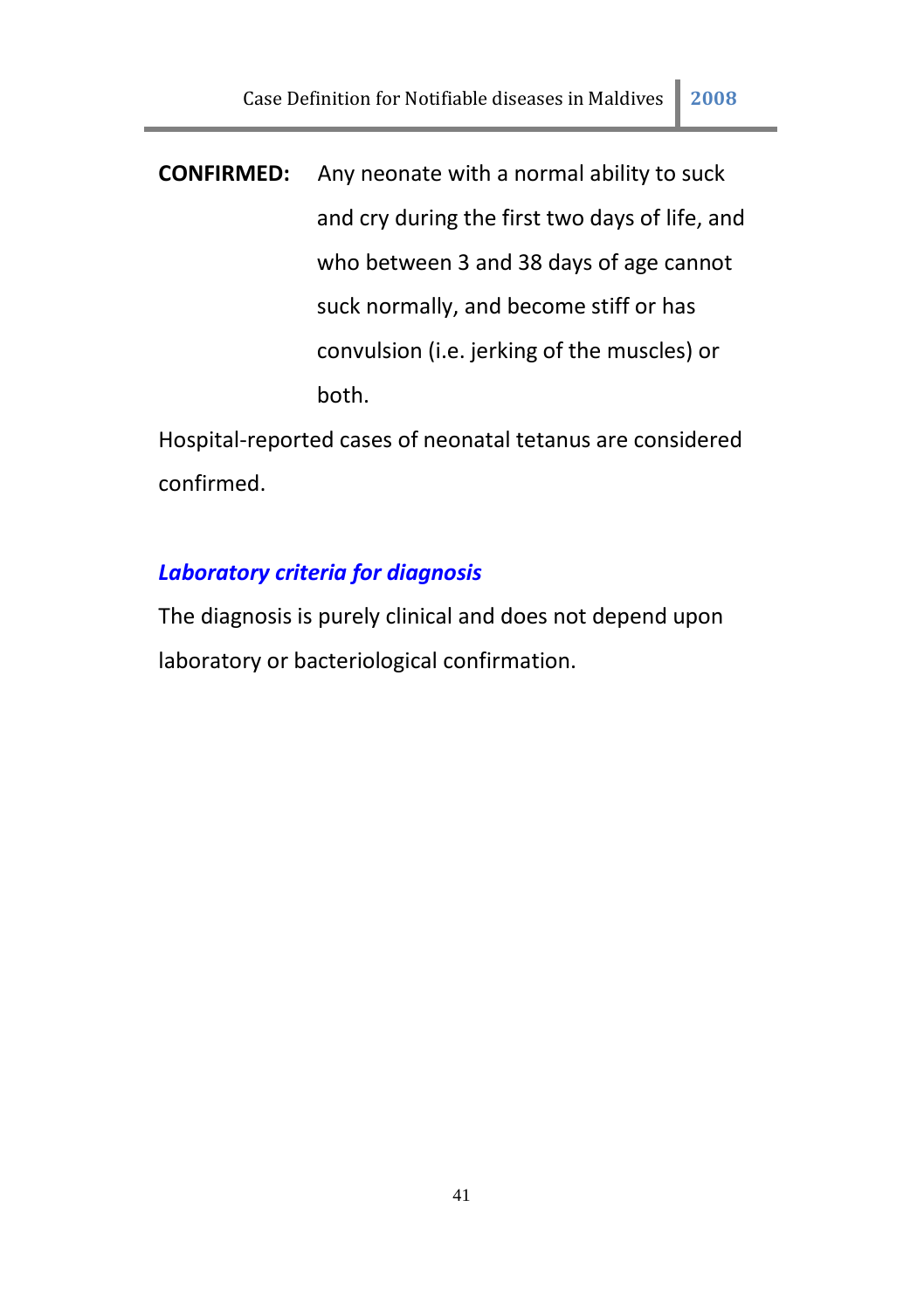**CONFIRMED:** Any neonate with a normal ability to suck and cry during the first two days of life, and who between 3 and 38 days of age cannot suck normally, and become stiff or has convulsion (i.e. jerking of the muscles) or both.

Hospital-reported cases of neonatal tetanus are considered confirmed.

### *Laboratory criteria for diagnosis*

The diagnosis is purely clinical and does not depend upon laboratory or bacteriological confirmation.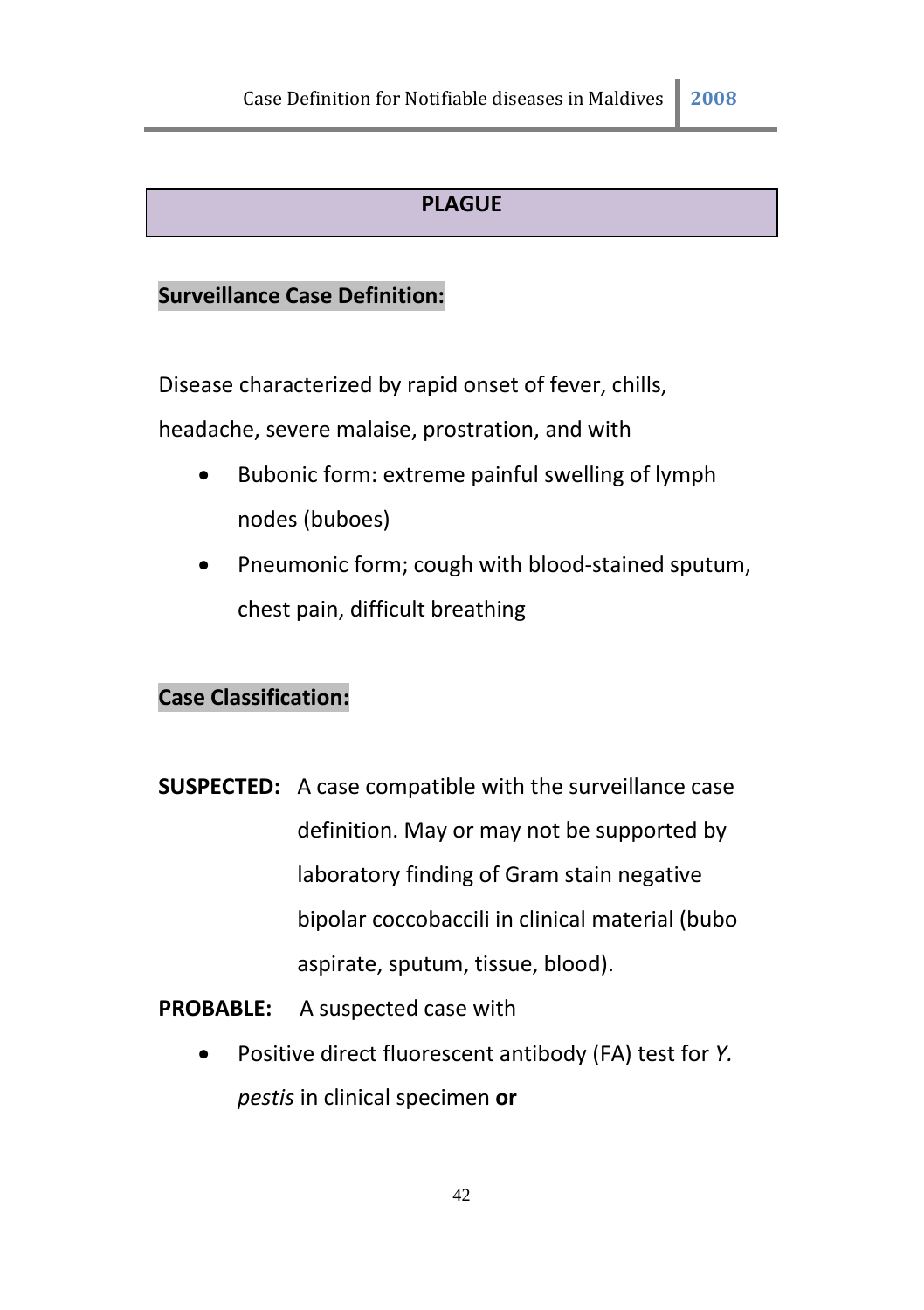# PLAGUE

## Surveillance Case Definition:

Disease characterized by rapid onset of fever, chills, headache, severe malaise, prostration, and with

- Bubonic form: extreme painful swelling of lymph nodes (buboes)
- Pneumonic form; cough with blood-stained sputum, chest pain, difficult breathing

## Case Classification:

**SUSPECTED:** A case compatible with the surveillance case definition. May or may not be supported by laboratory finding of Gram stain negative bipolar coccobacilli in clinical material (bubo aspirate, sputum, tissue, blood).

**PROBABLE:** A suspected case with

- Positive direct fluorescent antibody (FA) test for *Y. pestis* in clinical specimen **or**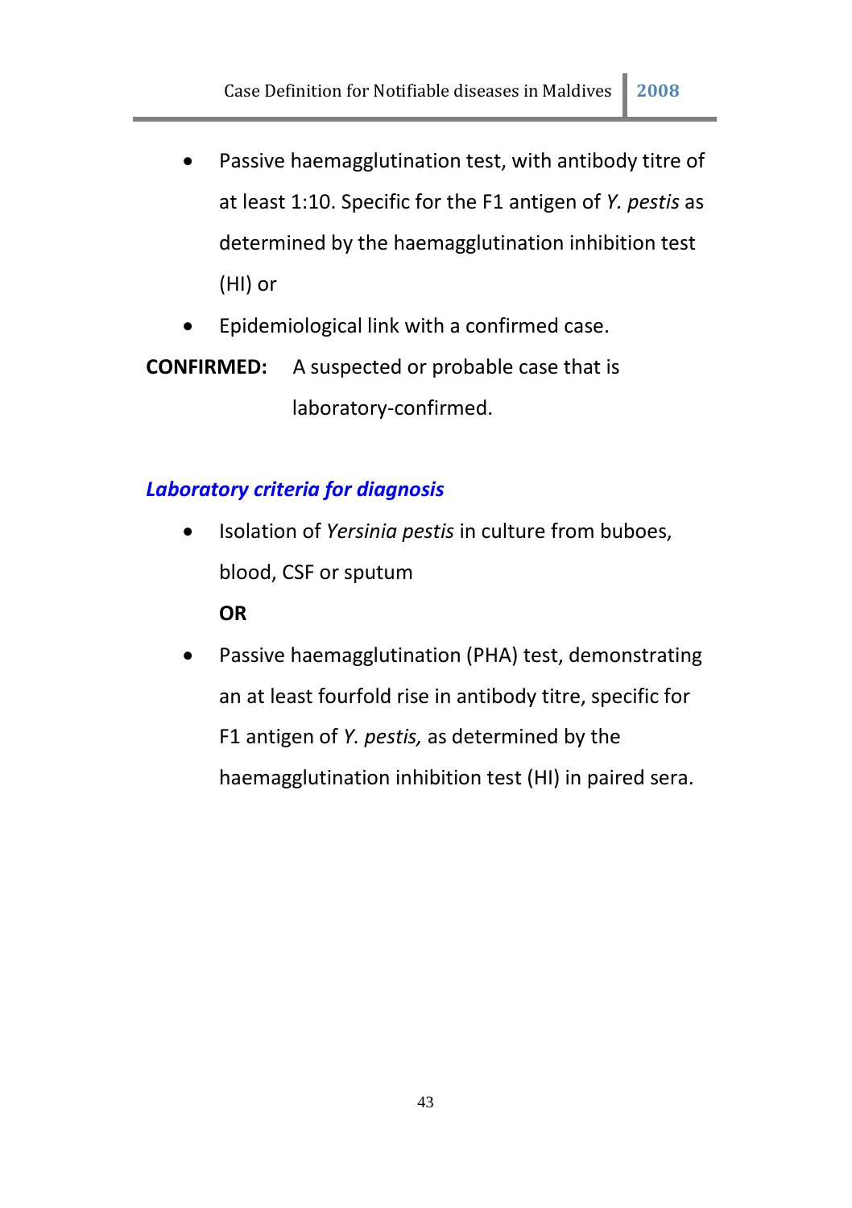- Passive haemagglutination test, with antibody titre of at least 1:10. Specific for the F1 antigen of *Y. pestis* as determined by the haemagglutination inhibition test (HI) or
- Epidemiological link with a confirmed case.

**CONFIRMED:** A suspected or probable case that is laboratory-confirmed.

### *Laboratory criteria for diagnosis*

- Isolation of *Yersinia pestis* in culture from buboes, blood, CSF or sputum

  **OR**

- Passive haemagglutination (PHA) test, demonstrating an at least fourfold rise in antibody titre, specific for F1 antigen of *Y. pestis,* as determined by the haemagglutination inhibition test (HI) in paired sera.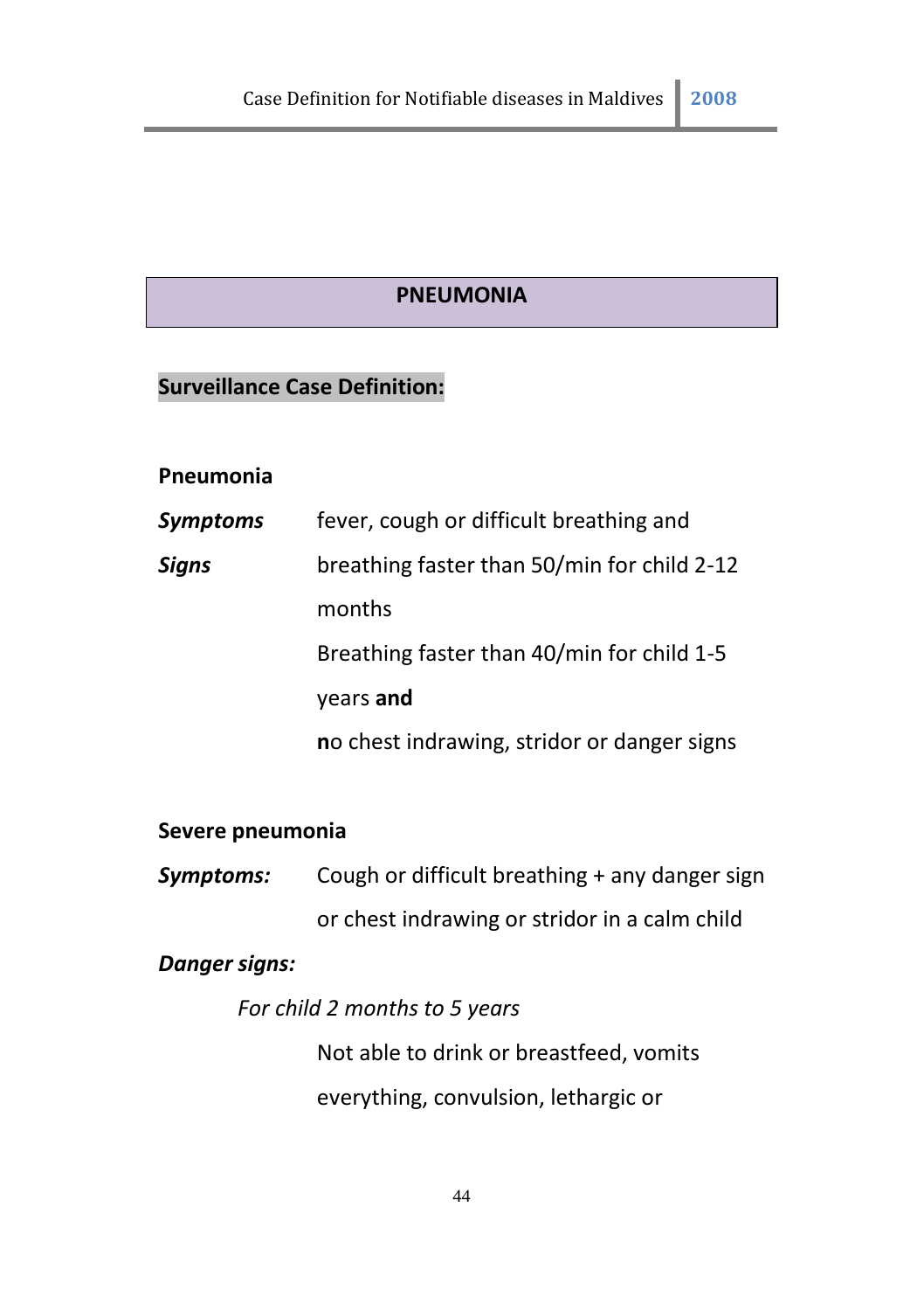## PNEUMONIA

### Surveillance Case Definition:

**Pneumonia**

***Symptoms*** fever, cough or difficult breathing and

***Signs*** breathing faster than 50/min for child 2-12 months

Breathing faster than 40/min for child 1-5 years **and**

**n**o chest indrawing, stridor or danger signs

**Severe pneumonia**

***Symptoms:*** Cough or difficult breathing + any danger sign or chest indrawing or stridor in a calm child

***Danger signs:***

*For child 2 months to 5 years*

Not able to drink or breastfeed, vomits everything, convulsion, lethargic or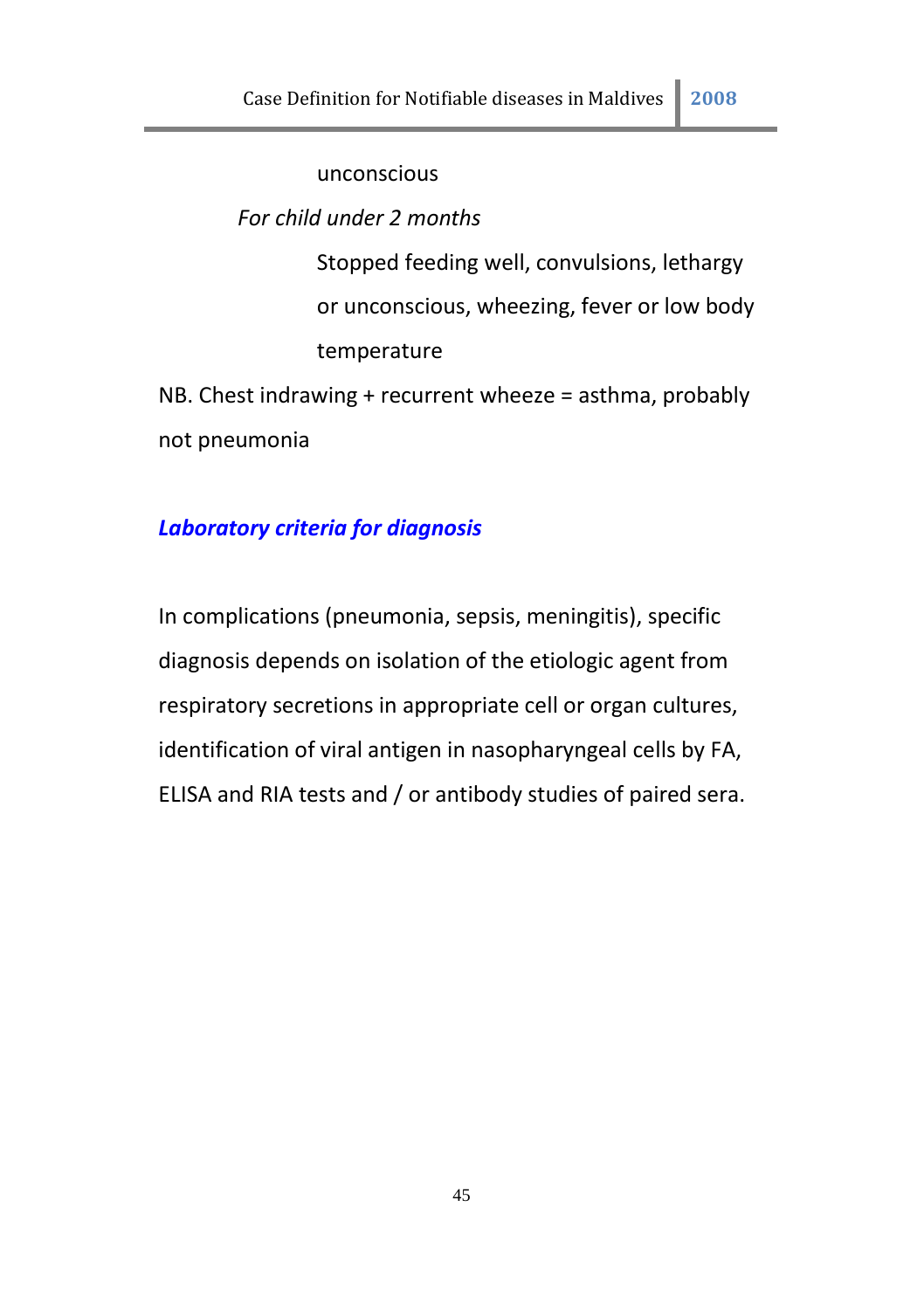unconscious

*For child under 2 months*

Stopped feeding well, convulsions, lethargy or unconscious, wheezing, fever or low body temperature

NB. Chest indrawing + recurrent wheeze = asthma, probably not pneumonia

### *Laboratory criteria for diagnosis*

In complications (pneumonia, sepsis, meningitis), specific diagnosis depends on isolation of the etiologic agent from respiratory secretions in appropriate cell or organ cultures, identification of viral antigen in nasopharyngeal cells by FA, ELISA and RIA tests and / or antibody studies of paired sera.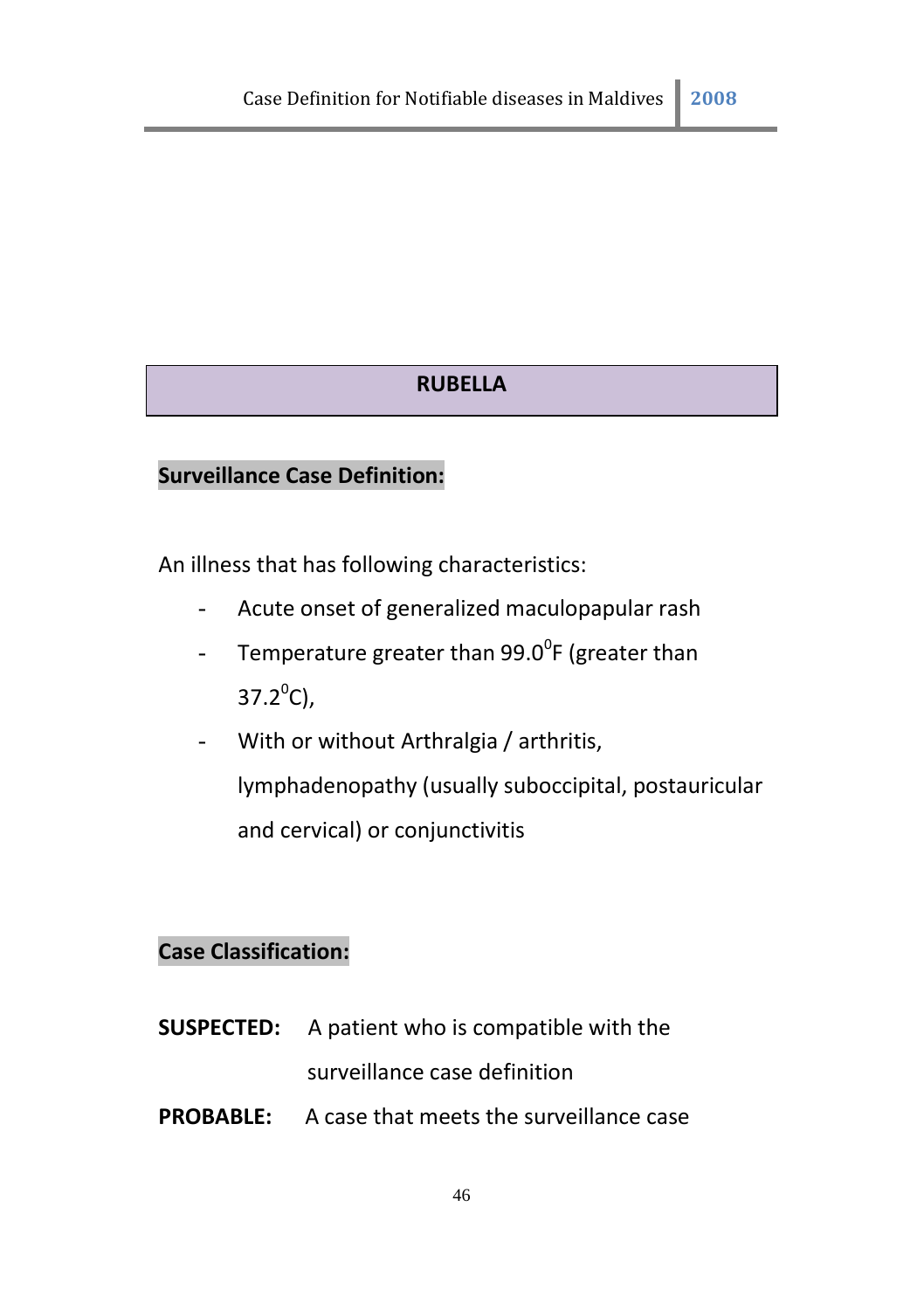# RUBELLA

**Surveillance Case Definition:**

An illness that has following characteristics:

- Acute onset of generalized maculopapular rash
- Temperature greater than $99.0^{0}$F (greater than $37.2^{0}$C),
- With or without Arthralgia / arthritis, lymphadenopathy (usually suboccipital, postauricular and cervical) or conjunctivitis

**Case Classification:**

**SUSPECTED:** A patient who is compatible with the surveillance case definition

**PROBABLE:** A case that meets the surveillance case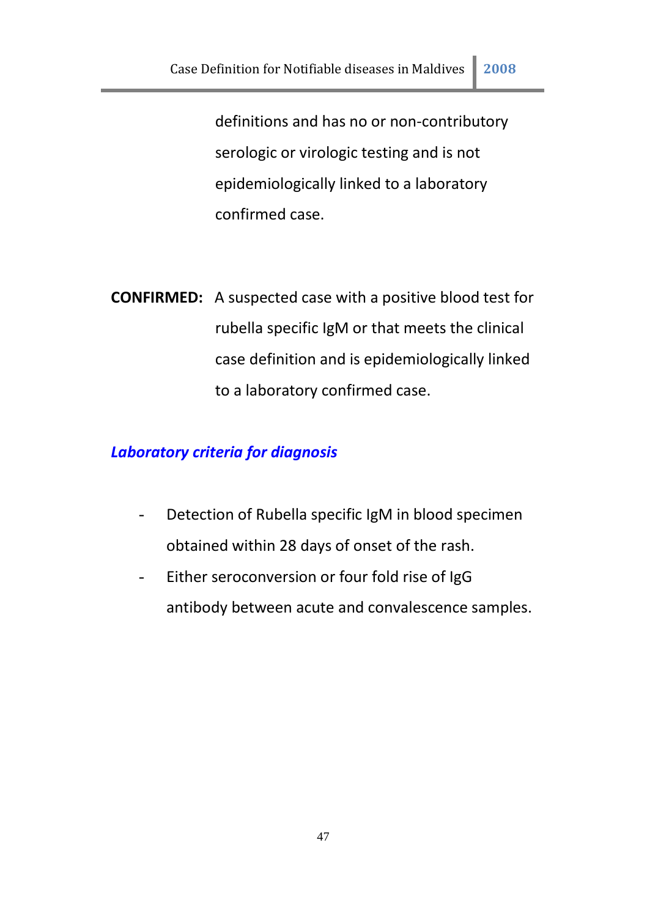definitions and has no or non-contributory serologic or virologic testing and is not epidemiologically linked to a laboratory confirmed case.

**CONFIRMED:** A suspected case with a positive blood test for rubella specific IgM or that meets the clinical case definition and is epidemiologically linked to a laboratory confirmed case.

***Laboratory criteria for diagnosis***

- Detection of Rubella specific IgM in blood specimen obtained within 28 days of onset of the rash.
- Either seroconversion or four fold rise of IgG antibody between acute and convalescence samples.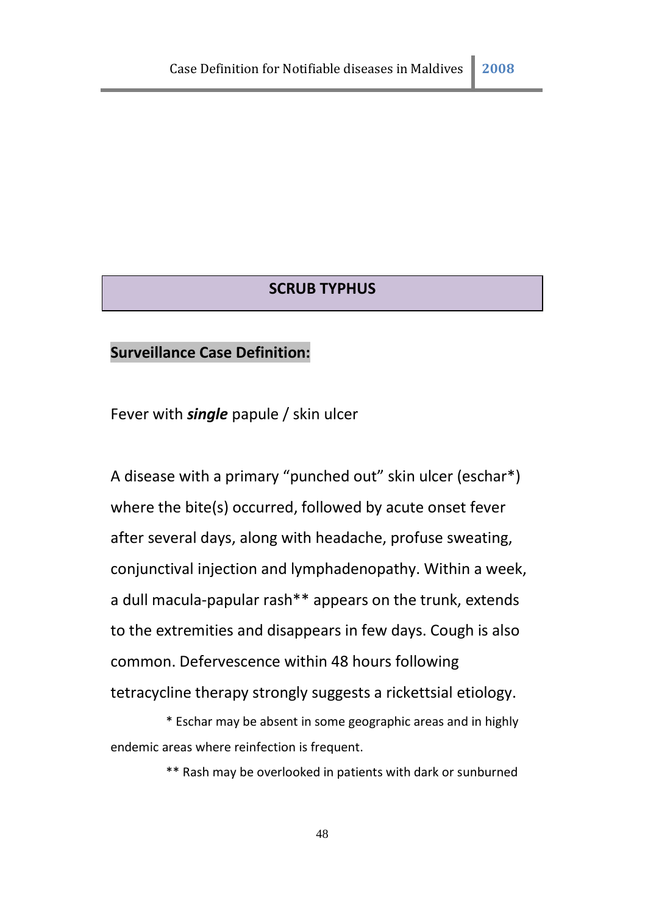# SCRUB TYPHUS

## Surveillance Case Definition:

Fever with ***single*** papule / skin ulcer

A disease with a primary "punched out" skin ulcer (eschar*) where the bite(s) occurred, followed by acute onset fever after several days, along with headache, profuse sweating, conjunctival injection and lymphadenopathy. Within a week, a dull macula-papular rash** appears on the trunk, extends to the extremities and disappears in few days. Cough is also common. Defervescence within 48 hours following tetracycline therapy strongly suggests a rickettsial etiology.

* Eschar may be absent in some geographic areas and in highly endemic areas where reinfection is frequent.

** Rash may be overlooked in patients with dark or sunburned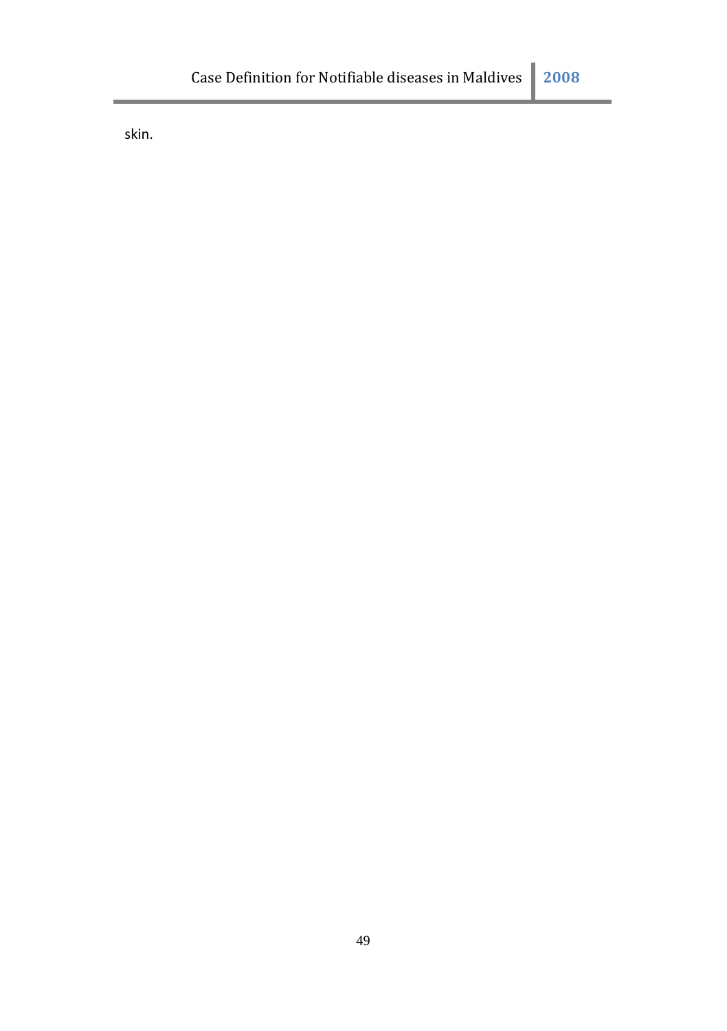skin.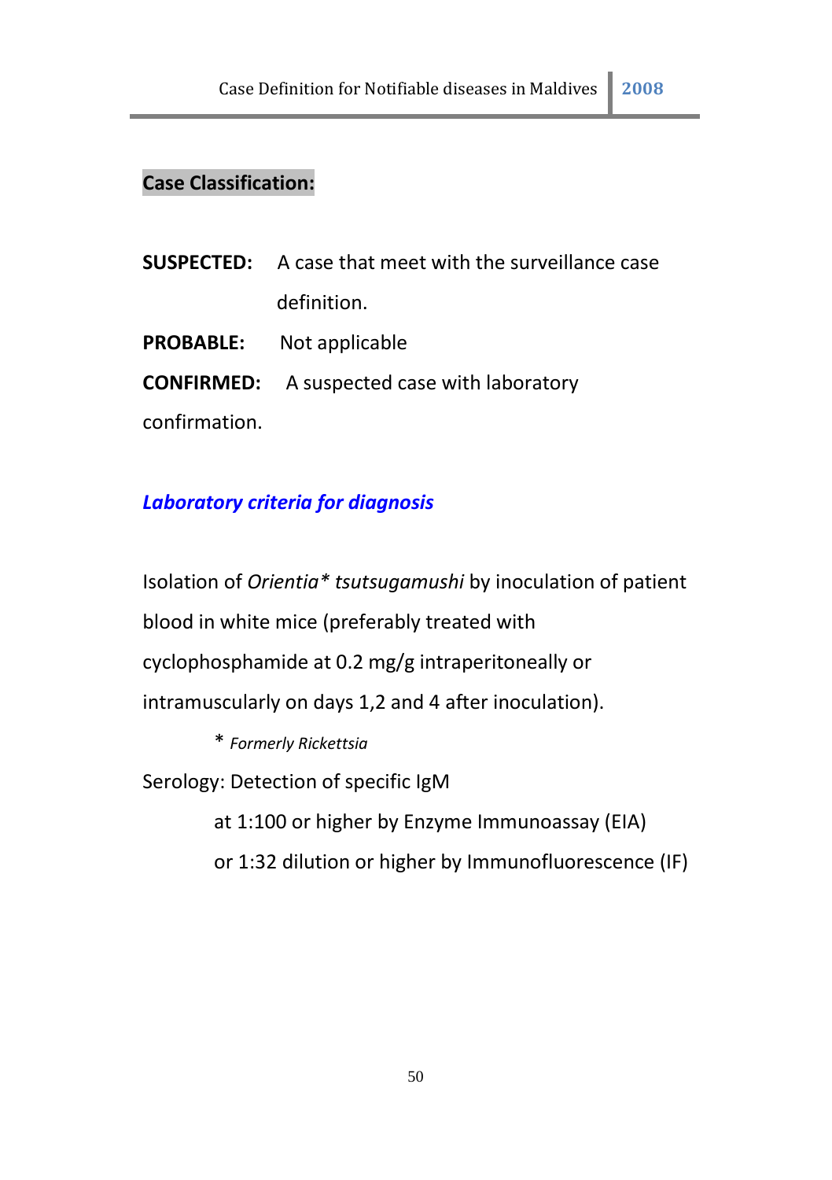## Case Classification:

**SUSPECTED:** A case that meet with the surveillance case definition.

**PROBABLE:** Not applicable

**CONFIRMED:** A suspected case with laboratory confirmation.

### *Laboratory criteria for diagnosis*

Isolation of *Orientia\* tsutsugamushi* by inoculation of patient blood in white mice (preferably treated with cyclophosphamide at 0.2 mg/g intraperitoneally or intramuscularly on days 1,2 and 4 after inoculation).

\* *Formerly Rickettsia*

Serology: Detection of specific IgM

at 1:100 or higher by Enzyme Immunoassay (EIA)

or 1:32 dilution or higher by Immunofluorescence (IF)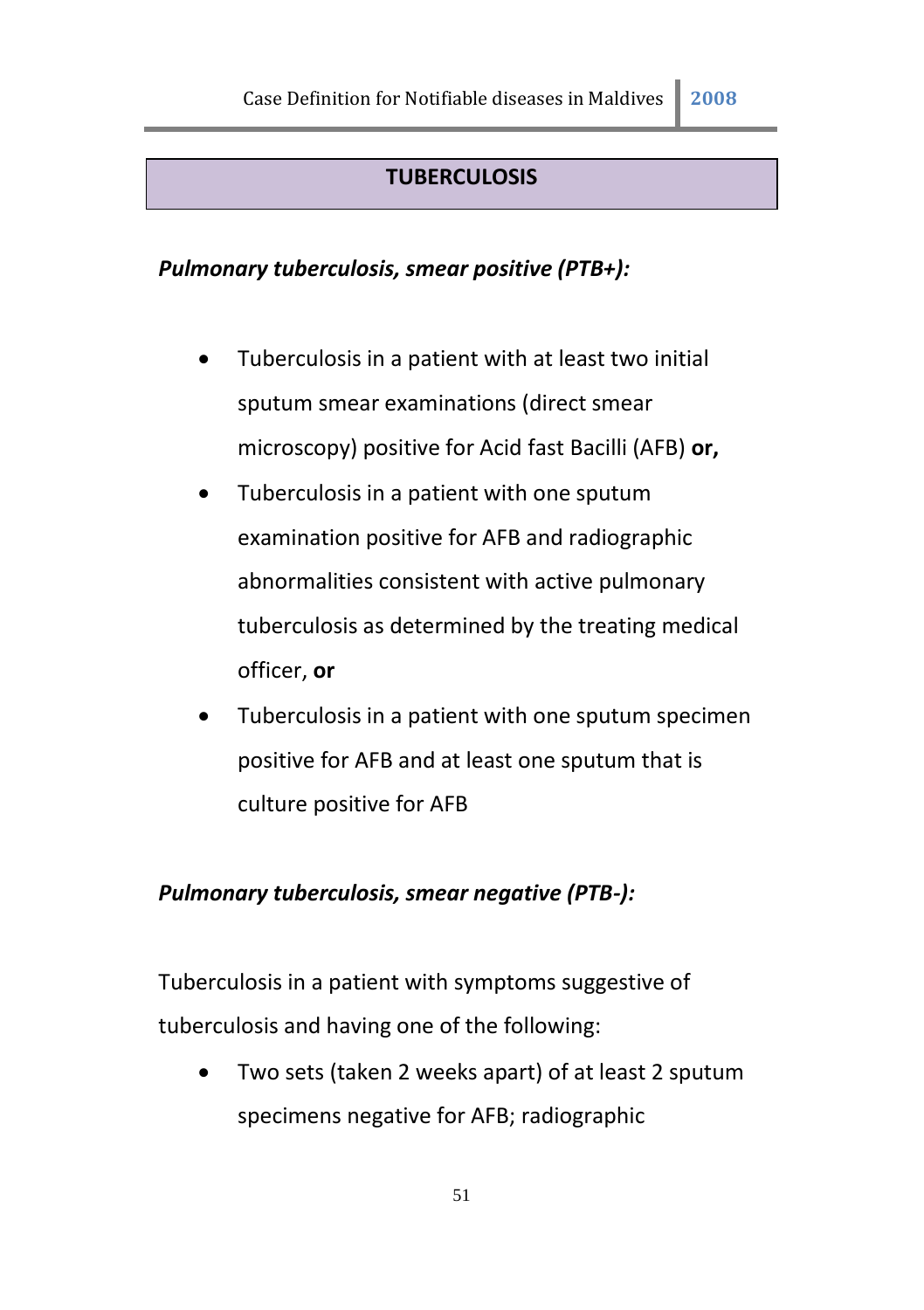## TUBERCULOSIS

***Pulmonary tuberculosis, smear positive (PTB+):***

- Tuberculosis in a patient with at least two initial sputum smear examinations (direct smear microscopy) positive for Acid fast Bacilli (AFB) **or,**
- Tuberculosis in a patient with one sputum examination positive for AFB and radiographic abnormalities consistent with active pulmonary tuberculosis as determined by the treating medical officer, **or**
- Tuberculosis in a patient with one sputum specimen positive for AFB and at least one sputum that is culture positive for AFB

***Pulmonary tuberculosis, smear negative (PTB-):***

Tuberculosis in a patient with symptoms suggestive of tuberculosis and having one of the following:

- Two sets (taken 2 weeks apart) of at least 2 sputum specimens negative for AFB; radiographic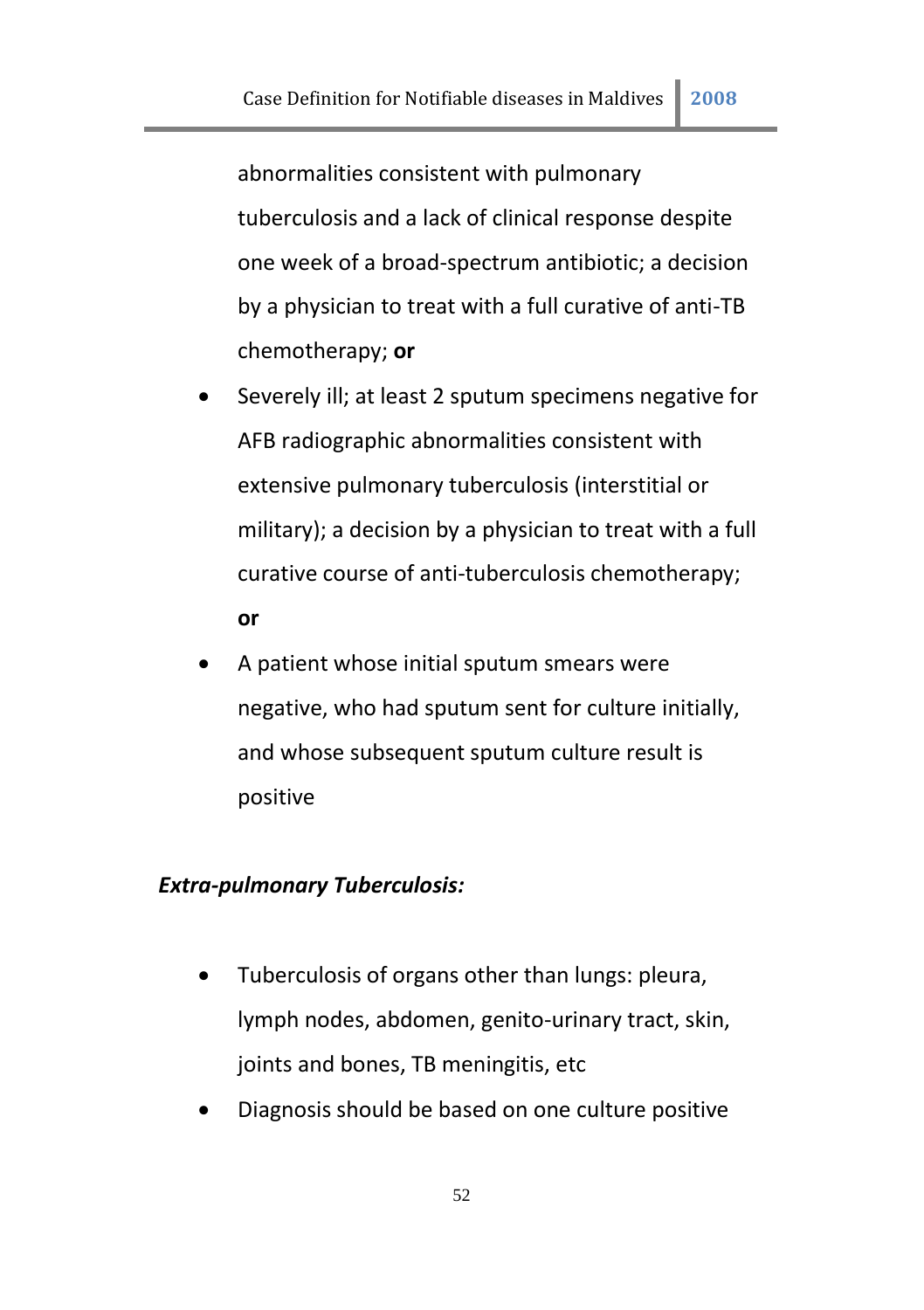abnormalities consistent with pulmonary tuberculosis and a lack of clinical response despite one week of a broad-spectrum antibiotic; a decision by a physician to treat with a full curative of anti-TB chemotherapy; **or**

- Severely ill; at least 2 sputum specimens negative for AFB radiographic abnormalities consistent with extensive pulmonary tuberculosis (interstitial or military); a decision by a physician to treat with a full curative course of anti-tuberculosis chemotherapy; **or**
- A patient whose initial sputum smears were negative, who had sputum sent for culture initially, and whose subsequent sputum culture result is positive

***Extra-pulmonary Tuberculosis:***

- Tuberculosis of organs other than lungs: pleura, lymph nodes, abdomen, genito-urinary tract, skin, joints and bones, TB meningitis, etc
- Diagnosis should be based on one culture positive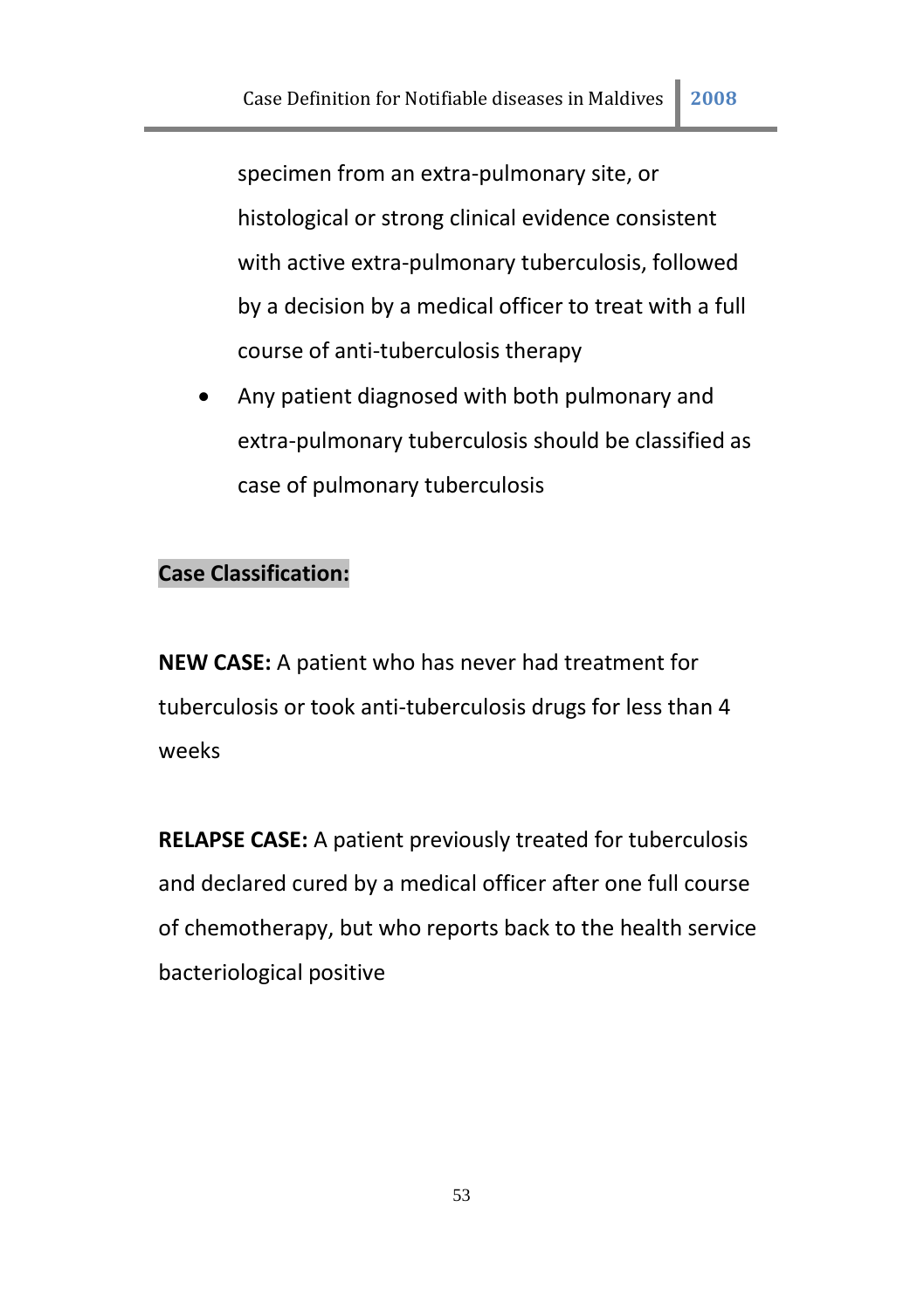specimen from an extra-pulmonary site, or histological or strong clinical evidence consistent with active extra-pulmonary tuberculosis, followed by a decision by a medical officer to treat with a full course of anti-tuberculosis therapy

- Any patient diagnosed with both pulmonary and extra-pulmonary tuberculosis should be classified as case of pulmonary tuberculosis

**Case Classification:**

**NEW CASE:** A patient who has never had treatment for tuberculosis or took anti-tuberculosis drugs for less than 4 weeks

**RELAPSE CASE:** A patient previously treated for tuberculosis and declared cured by a medical officer after one full course of chemotherapy, but who reports back to the health service bacteriological positive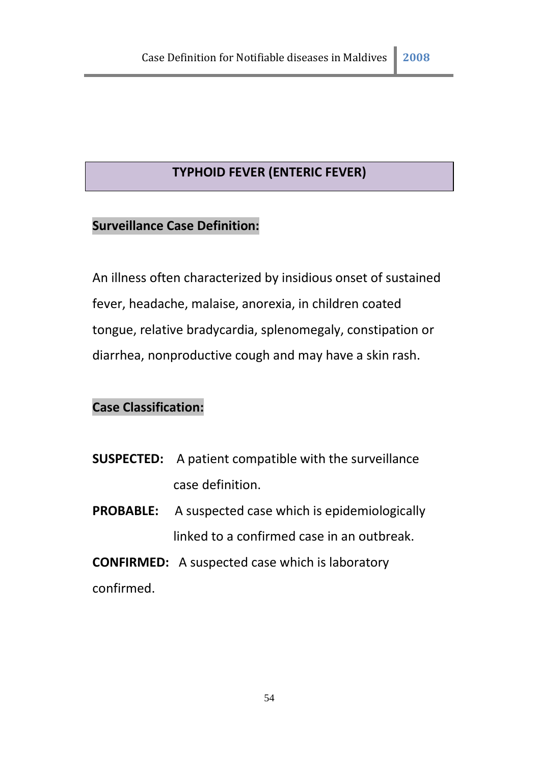## TYPHOID FEVER (ENTERIC FEVER)

**Surveillance Case Definition:**

An illness often characterized by insidious onset of sustained fever, headache, malaise, anorexia, in children coated tongue, relative bradycardia, splenomegaly, constipation or diarrhea, nonproductive cough and may have a skin rash.

**Case Classification:**

**SUSPECTED:** A patient compatible with the surveillance case definition.

**PROBABLE:** A suspected case which is epidemiologically linked to a confirmed case in an outbreak.

**CONFIRMED:** A suspected case which is laboratory confirmed.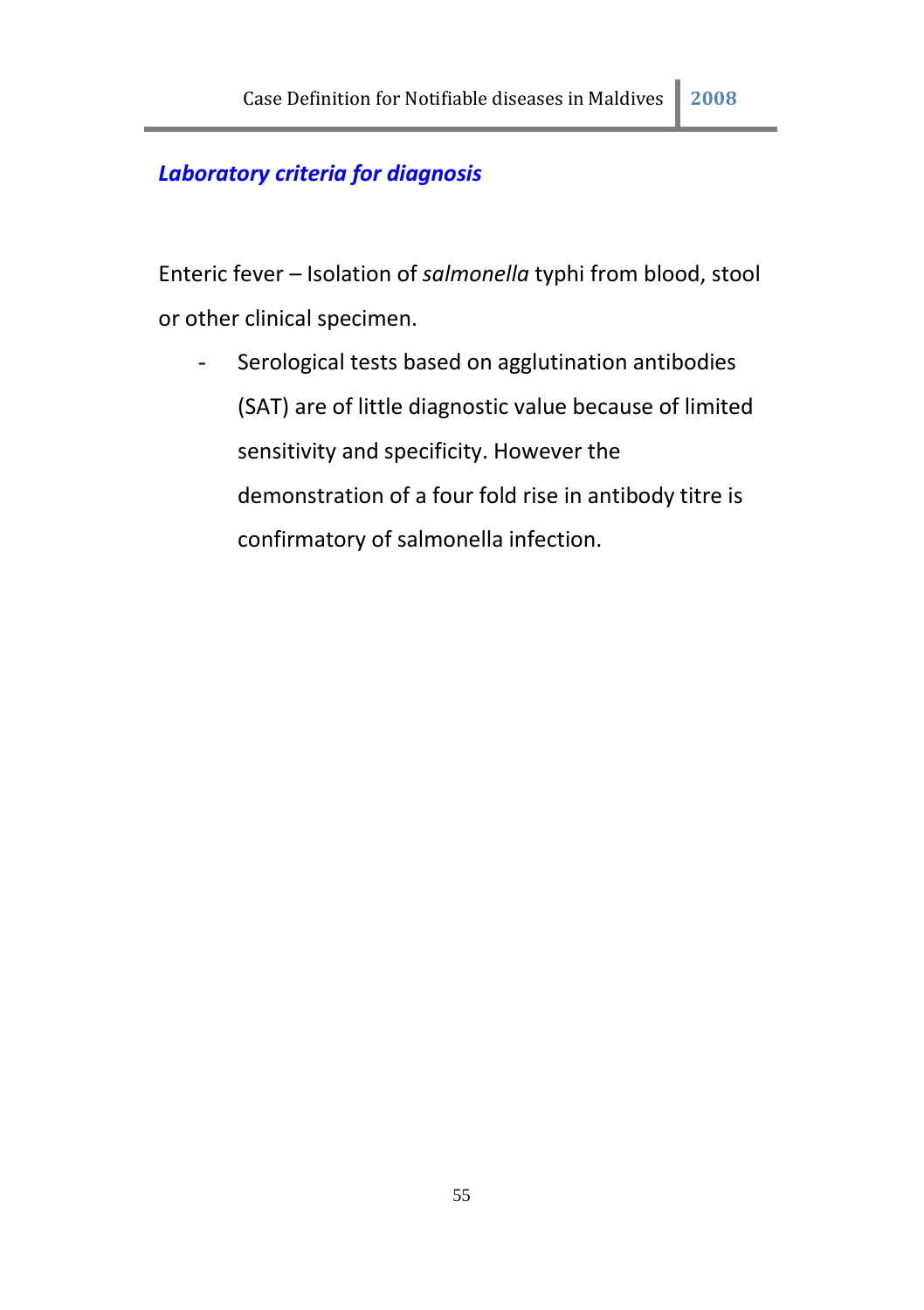### *Laboratory criteria for diagnosis*

Enteric fever – Isolation of *salmonella* typhi from blood, stool or other clinical specimen.

- Serological tests based on agglutination antibodies (SAT) are of little diagnostic value because of limited sensitivity and specificity. However the demonstration of a four fold rise in antibody titre is confirmatory of salmonella infection.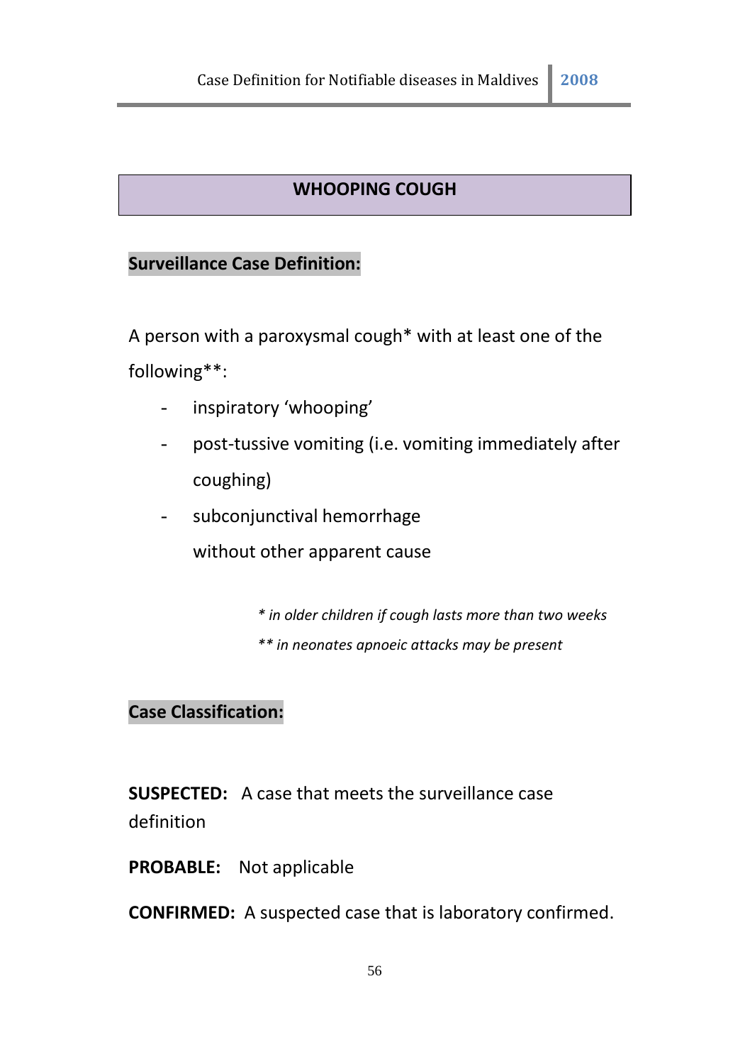## WHOOPING COUGH

### Surveillance Case Definition:

A person with a paroxysmal cough* with at least one of the following**:

- inspiratory 'whooping'
- post-tussive vomiting (i.e. vomiting immediately after coughing)
- subconjunctival hemorrhage

  without other apparent cause

*\* in older children if cough lasts more than two weeks*

*\*\* in neonates apnoeic attacks may be present*

### Case Classification:

**SUSPECTED:** A case that meets the surveillance case definition

**PROBABLE:** Not applicable

**CONFIRMED:** A suspected case that is laboratory confirmed.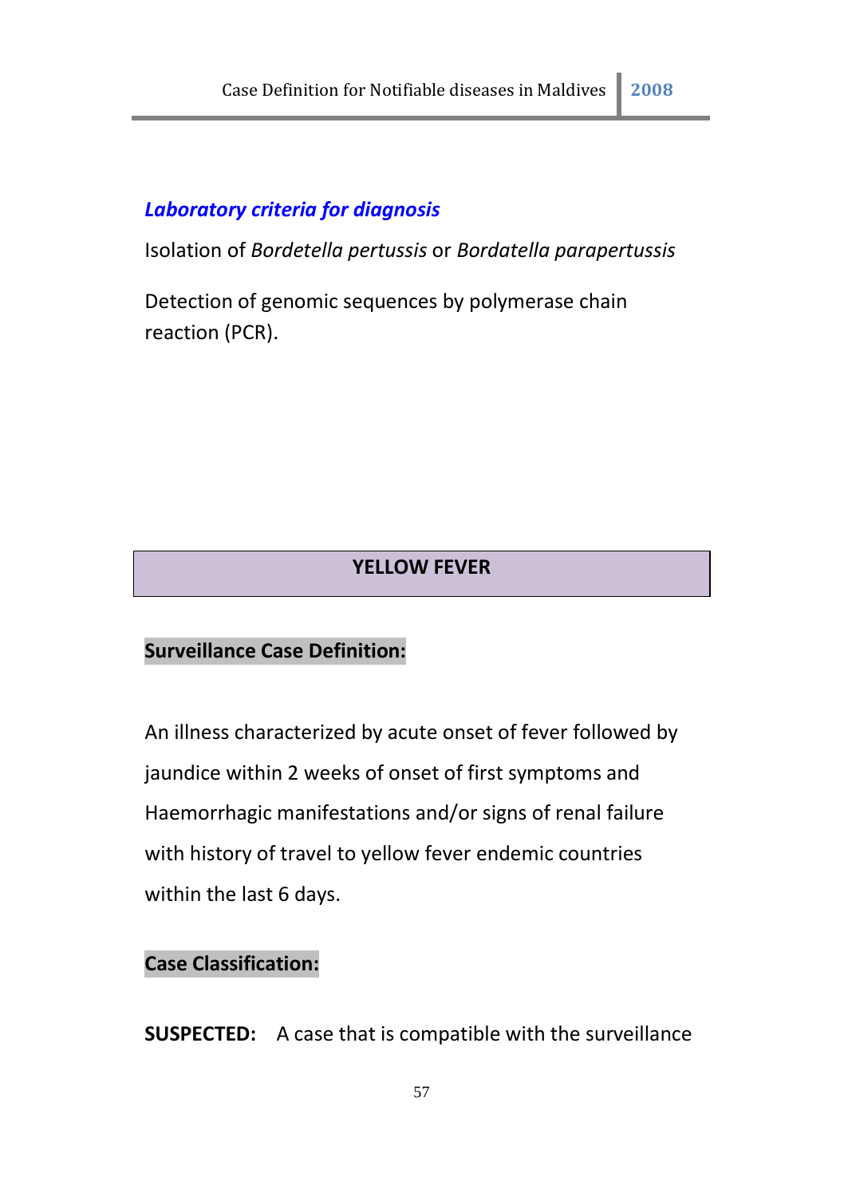### *Laboratory criteria for diagnosis*

Isolation of *Bordetella pertussis* or *Bordatella parapertussis*

Detection of genomic sequences by polymerase chain reaction (PCR).

## YELLOW FEVER

**Surveillance Case Definition:**

An illness characterized by acute onset of fever followed by jaundice within 2 weeks of onset of first symptoms and Haemorrhagic manifestations and/or signs of renal failure with history of travel to yellow fever endemic countries within the last 6 days.

**Case Classification:**

**SUSPECTED:** A case that is compatible with the surveillance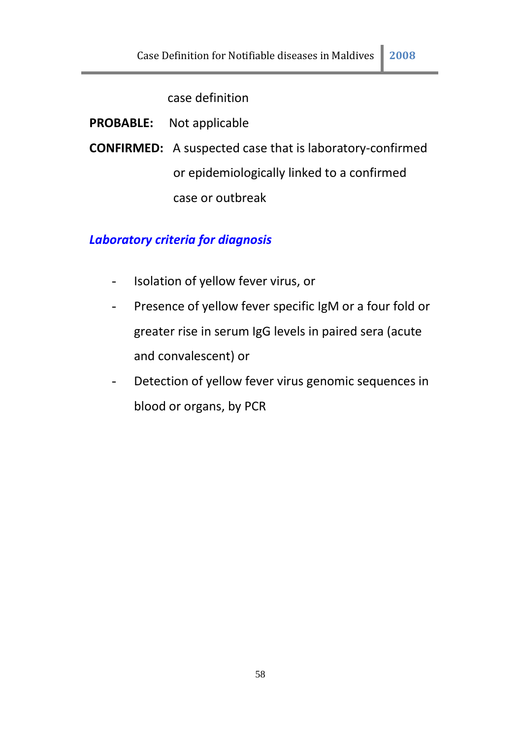case definition

**PROBABLE:** Not applicable

**CONFIRMED:** A suspected case that is laboratory-confirmed or epidemiologically linked to a confirmed case or outbreak

### *Laboratory criteria for diagnosis*

- Isolation of yellow fever virus, or
- Presence of yellow fever specific IgM or a four fold or greater rise in serum IgG levels in paired sera (acute and convalescent) or
- Detection of yellow fever virus genomic sequences in blood or organs, by PCR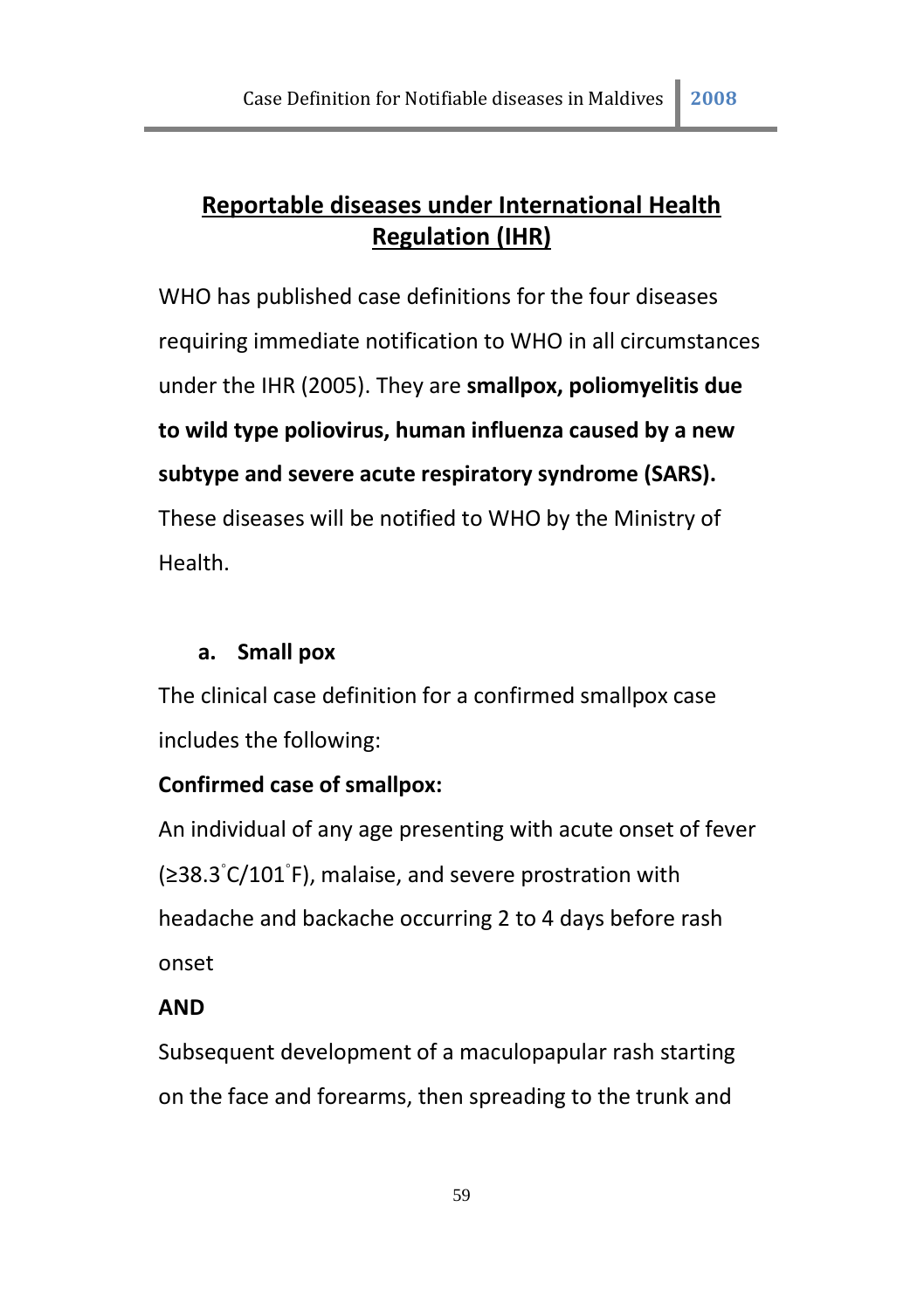## Reportable diseases under International Health Regulation (IHR)

WHO has published case definitions for the four diseases requiring immediate notification to WHO in all circumstances under the IHR (2005). They are **smallpox, poliomyelitis due to wild type poliovirus, human influenza caused by a new subtype and severe acute respiratory syndrome (SARS).** These diseases will be notified to WHO by the Ministry of Health.

### a. Small pox

The clinical case definition for a confirmed smallpox case includes the following:

**Confirmed case of smallpox:**

An individual of any age presenting with acute onset of fever (≥38.3°C/101°F), malaise, and severe prostration with headache and backache occurring 2 to 4 days before rash onset

**AND**

Subsequent development of a maculopapular rash starting on the face and forearms, then spreading to the trunk and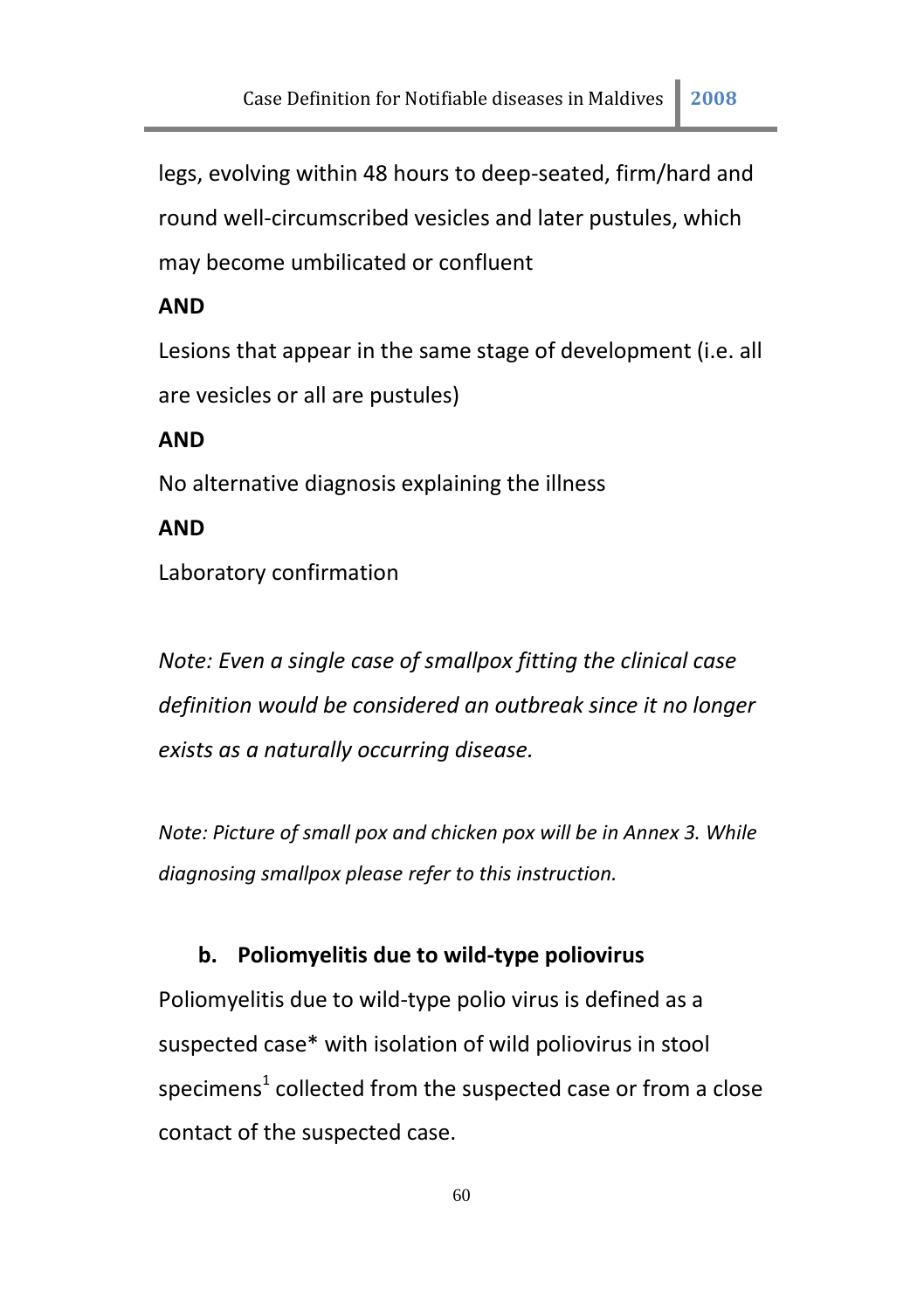legs, evolving within 48 hours to deep-seated, firm/hard and round well-circumscribed vesicles and later pustules, which may become umbilicated or confluent

**AND**

Lesions that appear in the same stage of development (i.e. all are vesicles or all are pustules)

**AND**

No alternative diagnosis explaining the illness

**AND**

Laboratory confirmation

*Note: Even a single case of smallpox fitting the clinical case definition would be considered an outbreak since it no longer exists as a naturally occurring disease.*

*Note: Picture of small pox and chicken pox will be in Annex 3. While diagnosing smallpox please refer to this instruction.*

**b. Poliomyelitis due to wild-type poliovirus**

Poliomyelitis due to wild-type polio virus is defined as a suspected case* with isolation of wild poliovirus in stool specimens[1] collected from the suspected case or from a close contact of the suspected case.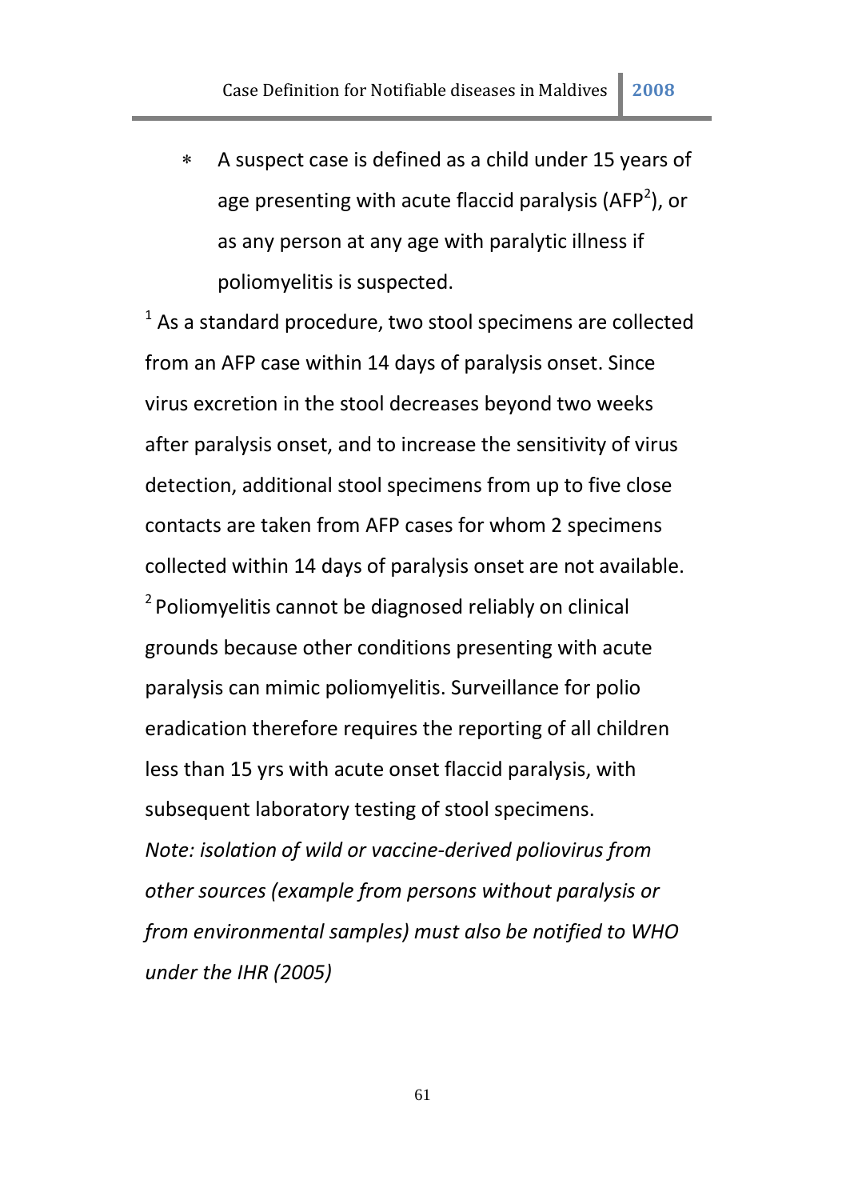* A suspect case is defined as a child under 15 years of age presenting with acute flaccid paralysis (AFP[2]), or as any person at any age with paralytic illness if poliomyelitis is suspected.

[1] As a standard procedure, two stool specimens are collected from an AFP case within 14 days of paralysis onset. Since virus excretion in the stool decreases beyond two weeks after paralysis onset, and to increase the sensitivity of virus detection, additional stool specimens from up to five close contacts are taken from AFP cases for whom 2 specimens collected within 14 days of paralysis onset are not available.

[2] Poliomyelitis cannot be diagnosed reliably on clinical grounds because other conditions presenting with acute paralysis can mimic poliomyelitis. Surveillance for polio eradication therefore requires the reporting of all children less than 15 yrs with acute onset flaccid paralysis, with subsequent laboratory testing of stool specimens.

*Note: isolation of wild or vaccine-derived poliovirus from other sources (example from persons without paralysis or from environmental samples) must also be notified to WHO under the IHR (2005)*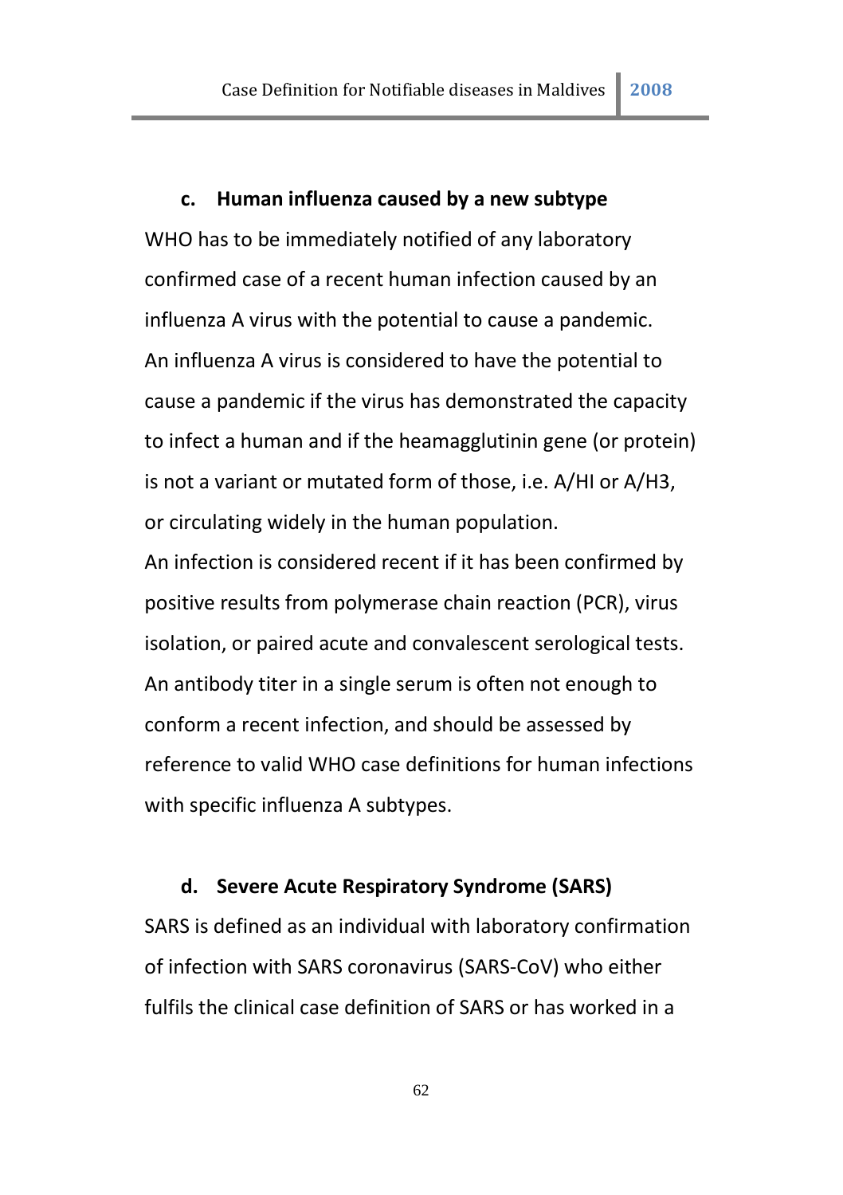### c. Human influenza caused by a new subtype

WHO has to be immediately notified of any laboratory confirmed case of a recent human infection caused by an influenza A virus with the potential to cause a pandemic. An influenza A virus is considered to have the potential to cause a pandemic if the virus has demonstrated the capacity to infect a human and if the heamagglutinin gene (or protein) is not a variant or mutated form of those, i.e. A/HI or A/H3, or circulating widely in the human population.

An infection is considered recent if it has been confirmed by positive results from polymerase chain reaction (PCR), virus isolation, or paired acute and convalescent serological tests. An antibody titer in a single serum is often not enough to conform a recent infection, and should be assessed by reference to valid WHO case definitions for human infections with specific influenza A subtypes.

### d. Severe Acute Respiratory Syndrome (SARS)

SARS is defined as an individual with laboratory confirmation of infection with SARS coronavirus (SARS-CoV) who either fulfils the clinical case definition of SARS or has worked in a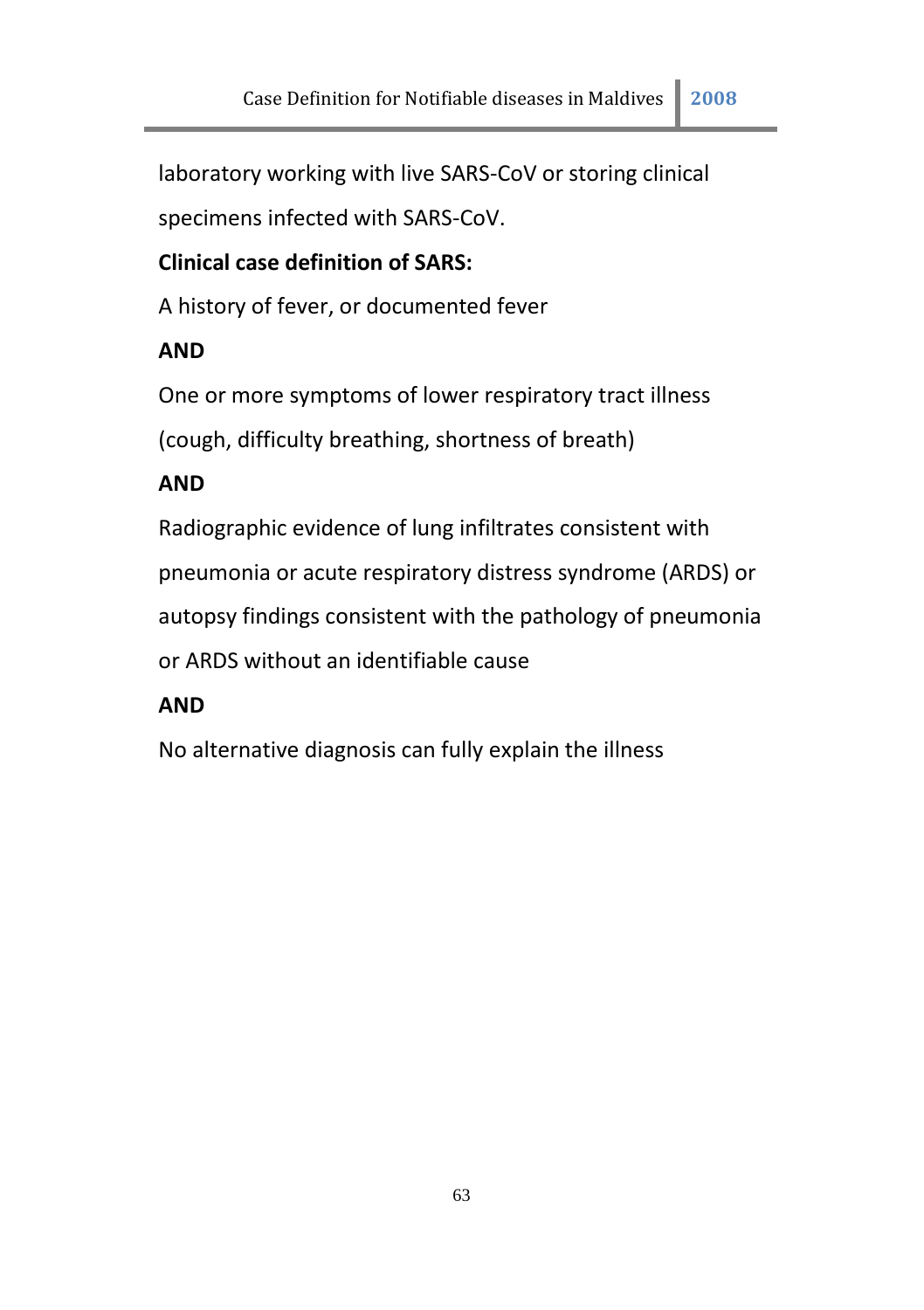laboratory working with live SARS-CoV or storing clinical specimens infected with SARS-CoV.

**Clinical case definition of SARS:**

A history of fever, or documented fever

**AND**

One or more symptoms of lower respiratory tract illness (cough, difficulty breathing, shortness of breath)

**AND**

Radiographic evidence of lung infiltrates consistent with pneumonia or acute respiratory distress syndrome (ARDS) or autopsy findings consistent with the pathology of pneumonia or ARDS without an identifiable cause

**AND**

No alternative diagnosis can fully explain the illness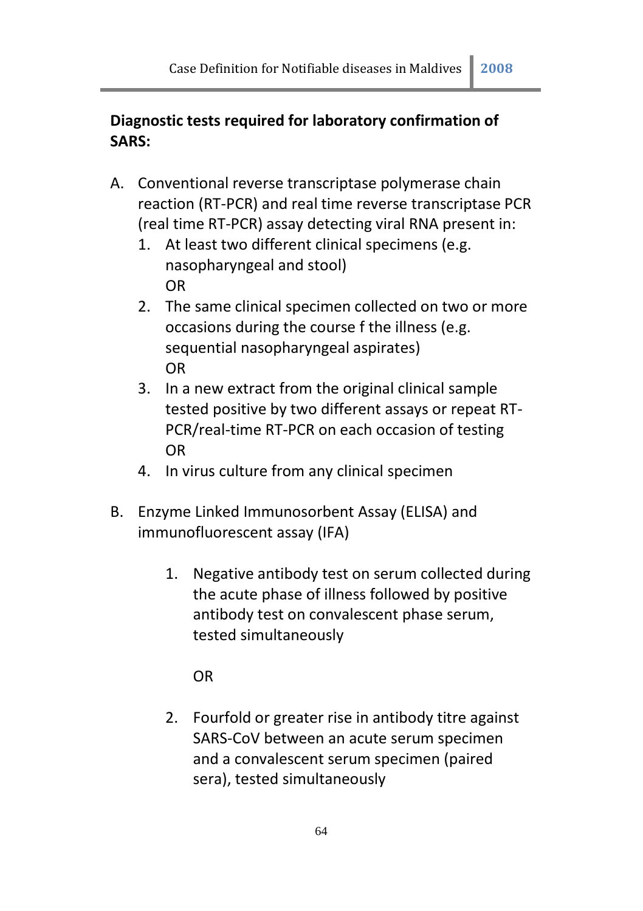**Diagnostic tests required for laboratory confirmation of SARS:**

A. Conventional reverse transcriptase polymerase chain reaction (RT-PCR) and real time reverse transcriptase PCR (real time RT-PCR) assay detecting viral RNA present in:
   1. At least two different clinical specimens (e.g. nasopharyngeal and stool)
      OR
   2. The same clinical specimen collected on two or more occasions during the course f the illness (e.g. sequential nasopharyngeal aspirates)
      OR
   3. In a new extract from the original clinical sample tested positive by two different assays or repeat RT-PCR/real-time RT-PCR on each occasion of testing
      OR
   4. In virus culture from any clinical specimen

B. Enzyme Linked Immunosorbent Assay (ELISA) and immunofluorescent assay (IFA)

   1. Negative antibody test on serum collected during the acute phase of illness followed by positive antibody test on convalescent phase serum, tested simultaneously

      OR

   2. Fourfold or greater rise in antibody titre against SARS-CoV between an acute serum specimen and a convalescent serum specimen (paired sera), tested simultaneously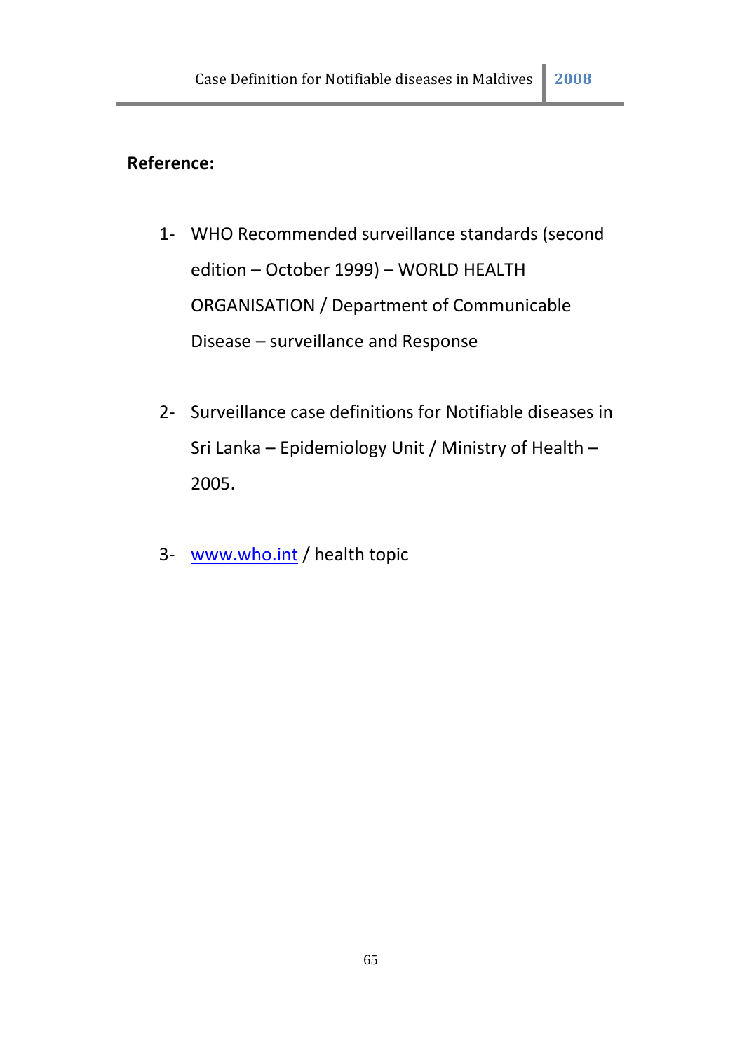**Reference:**

1- WHO Recommended surveillance standards (second edition – October 1999) – WORLD HEALTH ORGANISATION / Department of Communicable Disease – surveillance and Response

2- Surveillance case definitions for Notifiable diseases in Sri Lanka – Epidemiology Unit / Ministry of Health – 2005.

3- www.who.int / health topic